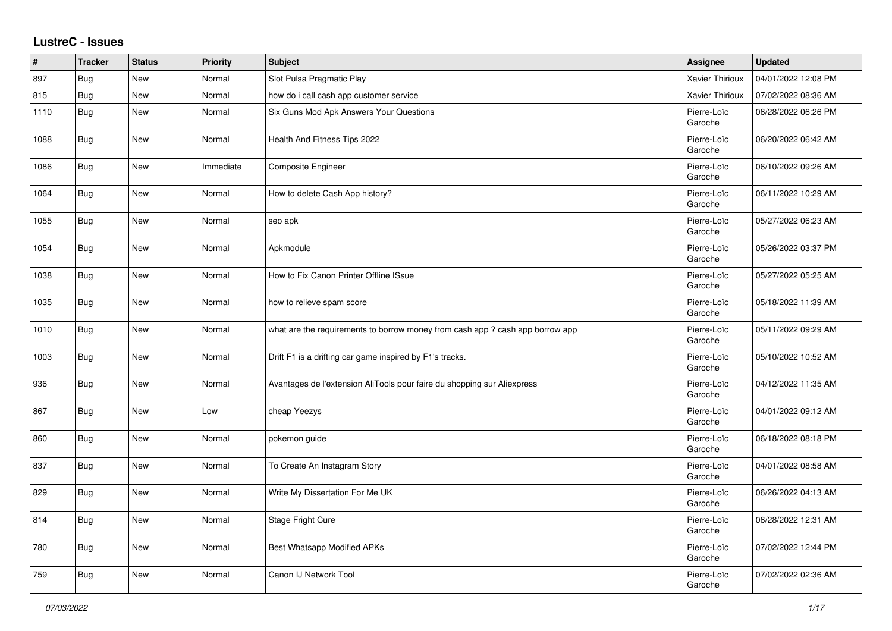## LustreC - Issues

| # | Tracker | Status | Priority | Subject | Assignee | Updated |
|---|---|---|---|---|---|---|
| 897 | Bug | New | Normal | Slot Pulsa Pragmatic Play | Xavier Thirioux | 04/01/2022 12:08 PM |
| 815 | Bug | New | Normal | how do i call cash app customer service | Xavier Thirioux | 07/02/2022 08:36 AM |
| 1110 | Bug | New | Normal | Six Guns Mod Apk Answers Your Questions | Pierre-Loïc Garoche | 06/28/2022 06:26 PM |
| 1088 | Bug | New | Normal | Health And Fitness Tips 2022 | Pierre-Loïc Garoche | 06/20/2022 06:42 AM |
| 1086 | Bug | New | Immediate | Composite Engineer | Pierre-Loïc Garoche | 06/10/2022 09:26 AM |
| 1064 | Bug | New | Normal | How to delete Cash App history? | Pierre-Loïc Garoche | 06/11/2022 10:29 AM |
| 1055 | Bug | New | Normal | seo apk | Pierre-Loïc Garoche | 05/27/2022 06:23 AM |
| 1054 | Bug | New | Normal | Apkmodule | Pierre-Loïc Garoche | 05/26/2022 03:37 PM |
| 1038 | Bug | New | Normal | How to Fix Canon Printer Offline ISsue | Pierre-Loïc Garoche | 05/27/2022 05:25 AM |
| 1035 | Bug | New | Normal | how to relieve spam score | Pierre-Loïc Garoche | 05/18/2022 11:39 AM |
| 1010 | Bug | New | Normal | what are the requirements to borrow money from cash app ? cash app borrow app | Pierre-Loïc Garoche | 05/11/2022 09:29 AM |
| 1003 | Bug | New | Normal | Drift F1 is a drifting car game inspired by F1's tracks. | Pierre-Loïc Garoche | 05/10/2022 10:52 AM |
| 936 | Bug | New | Normal | Avantages de l'extension AliTools pour faire du shopping sur Aliexpress | Pierre-Loïc Garoche | 04/12/2022 11:35 AM |
| 867 | Bug | New | Low | cheap Yeezys | Pierre-Loïc Garoche | 04/01/2022 09:12 AM |
| 860 | Bug | New | Normal | pokemon guide | Pierre-Loïc Garoche | 06/18/2022 08:18 PM |
| 837 | Bug | New | Normal | To Create An Instagram Story | Pierre-Loïc Garoche | 04/01/2022 08:58 AM |
| 829 | Bug | New | Normal | Write My Dissertation For Me UK | Pierre-Loïc Garoche | 06/26/2022 04:13 AM |
| 814 | Bug | New | Normal | Stage Fright Cure | Pierre-Loïc Garoche | 06/28/2022 12:31 AM |
| 780 | Bug | New | Normal | Best Whatsapp Modified APKs | Pierre-Loïc Garoche | 07/02/2022 12:44 PM |
| 759 | Bug | New | Normal | Canon IJ Network Tool | Pierre-Loïc Garoche | 07/02/2022 02:36 AM |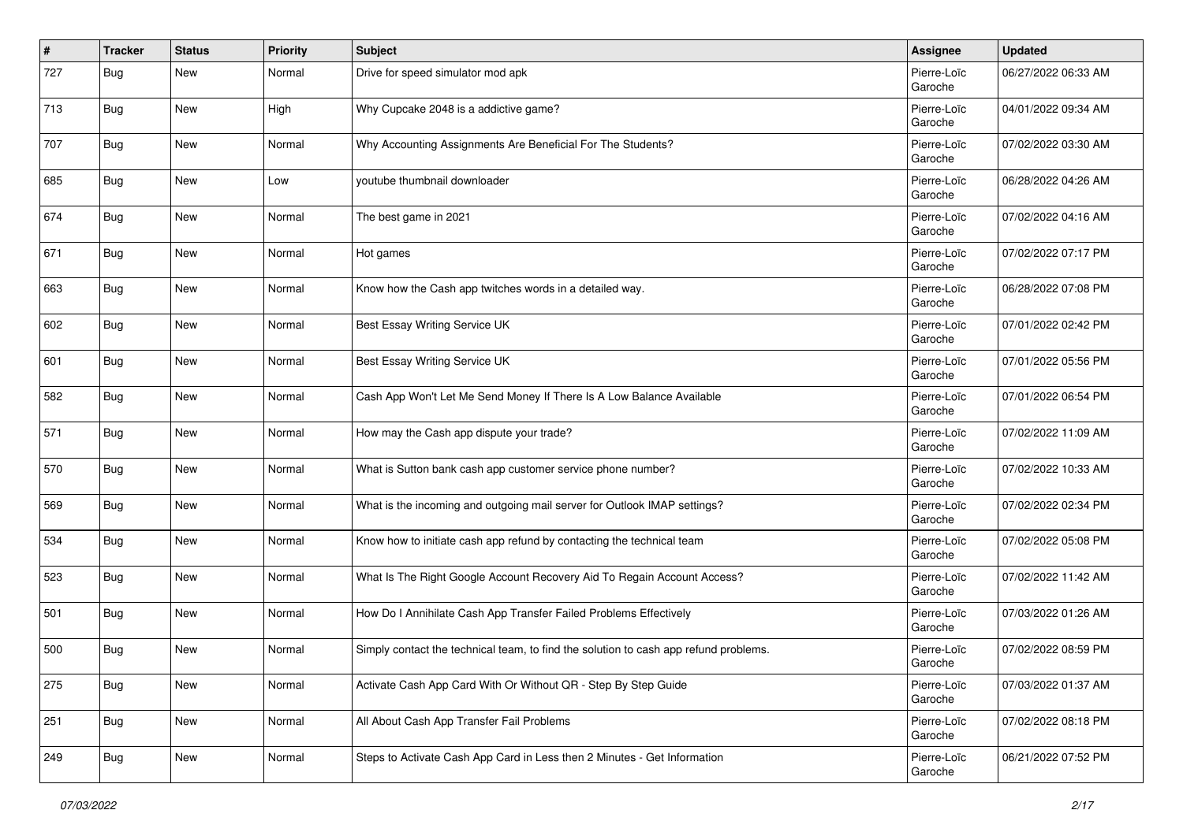| # | Tracker | Status | Priority | Subject | Assignee | Updated |
|---|---|---|---|---|---|---|
| 727 | Bug | New | Normal | Drive for speed simulator mod apk | Pierre-Loïc Garoche | 06/27/2022 06:33 AM |
| 713 | Bug | New | High | Why Cupcake 2048 is a addictive game? | Pierre-Loïc Garoche | 04/01/2022 09:34 AM |
| 707 | Bug | New | Normal | Why Accounting Assignments Are Beneficial For The Students? | Pierre-Loïc Garoche | 07/02/2022 03:30 AM |
| 685 | Bug | New | Low | youtube thumbnail downloader | Pierre-Loïc Garoche | 06/28/2022 04:26 AM |
| 674 | Bug | New | Normal | The best game in 2021 | Pierre-Loïc Garoche | 07/02/2022 04:16 AM |
| 671 | Bug | New | Normal | Hot games | Pierre-Loïc Garoche | 07/02/2022 07:17 PM |
| 663 | Bug | New | Normal | Know how the Cash app twitches words in a detailed way. | Pierre-Loïc Garoche | 06/28/2022 07:08 PM |
| 602 | Bug | New | Normal | Best Essay Writing Service UK | Pierre-Loïc Garoche | 07/01/2022 02:42 PM |
| 601 | Bug | New | Normal | Best Essay Writing Service UK | Pierre-Loïc Garoche | 07/01/2022 05:56 PM |
| 582 | Bug | New | Normal | Cash App Won't Let Me Send Money If There Is A Low Balance Available | Pierre-Loïc Garoche | 07/01/2022 06:54 PM |
| 571 | Bug | New | Normal | How may the Cash app dispute your trade? | Pierre-Loïc Garoche | 07/02/2022 11:09 AM |
| 570 | Bug | New | Normal | What is Sutton bank cash app customer service phone number? | Pierre-Loïc Garoche | 07/02/2022 10:33 AM |
| 569 | Bug | New | Normal | What is the incoming and outgoing mail server for Outlook IMAP settings? | Pierre-Loïc Garoche | 07/02/2022 02:34 PM |
| 534 | Bug | New | Normal | Know how to initiate cash app refund by contacting the technical team | Pierre-Loïc Garoche | 07/02/2022 05:08 PM |
| 523 | Bug | New | Normal | What Is The Right Google Account Recovery Aid To Regain Account Access? | Pierre-Loïc Garoche | 07/02/2022 11:42 AM |
| 501 | Bug | New | Normal | How Do I Annihilate Cash App Transfer Failed Problems Effectively | Pierre-Loïc Garoche | 07/03/2022 01:26 AM |
| 500 | Bug | New | Normal | Simply contact the technical team, to find the solution to cash app refund problems. | Pierre-Loïc Garoche | 07/02/2022 08:59 PM |
| 275 | Bug | New | Normal | Activate Cash App Card With Or Without QR - Step By Step Guide | Pierre-Loïc Garoche | 07/03/2022 01:37 AM |
| 251 | Bug | New | Normal | All About Cash App Transfer Fail Problems | Pierre-Loïc Garoche | 07/02/2022 08:18 PM |
| 249 | Bug | New | Normal | Steps to Activate Cash App Card in Less then 2 Minutes - Get Information | Pierre-Loïc Garoche | 06/21/2022 07:52 PM |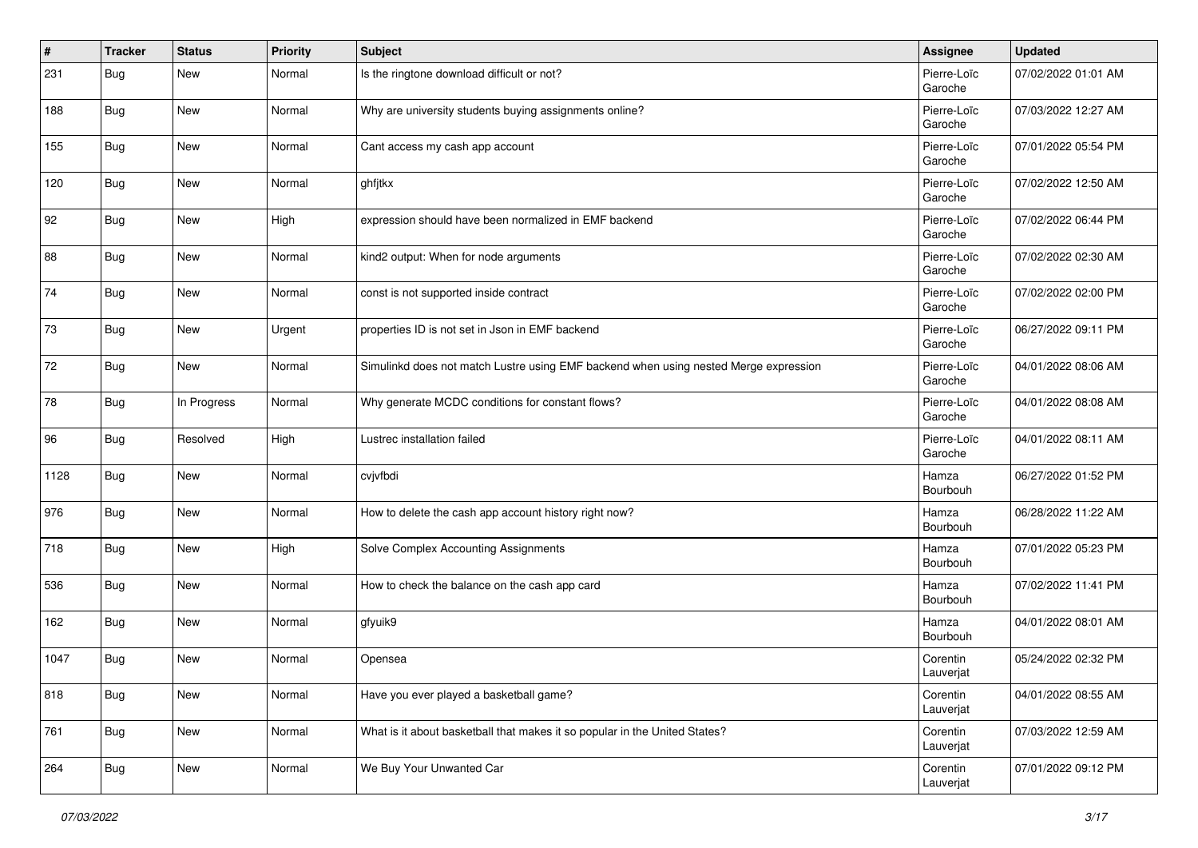| # | Tracker | Status | Priority | Subject | Assignee | Updated |
|---|---|---|---|---|---|---|
| 231 | Bug | New | Normal | Is the ringtone download difficult or not? | Pierre-Loïc Garoche | 07/02/2022 01:01 AM |
| 188 | Bug | New | Normal | Why are university students buying assignments online? | Pierre-Loïc Garoche | 07/03/2022 12:27 AM |
| 155 | Bug | New | Normal | Cant access my cash app account | Pierre-Loïc Garoche | 07/01/2022 05:54 PM |
| 120 | Bug | New | Normal | ghfjtkx | Pierre-Loïc Garoche | 07/02/2022 12:50 AM |
| 92 | Bug | New | High | expression should have been normalized in EMF backend | Pierre-Loïc Garoche | 07/02/2022 06:44 PM |
| 88 | Bug | New | Normal | kind2 output: When for node arguments | Pierre-Loïc Garoche | 07/02/2022 02:30 AM |
| 74 | Bug | New | Normal | const is not supported inside contract | Pierre-Loïc Garoche | 07/02/2022 02:00 PM |
| 73 | Bug | New | Urgent | properties ID is not set in Json in EMF backend | Pierre-Loïc Garoche | 06/27/2022 09:11 PM |
| 72 | Bug | New | Normal | Simulinkd does not match Lustre using EMF backend when using nested Merge expression | Pierre-Loïc Garoche | 04/01/2022 08:06 AM |
| 78 | Bug | In Progress | Normal | Why generate MCDC conditions for constant flows? | Pierre-Loïc Garoche | 04/01/2022 08:08 AM |
| 96 | Bug | Resolved | High | Lustrec installation failed | Pierre-Loïc Garoche | 04/01/2022 08:11 AM |
| 1128 | Bug | New | Normal | cvjvfbdi | Hamza Bourbouh | 06/27/2022 01:52 PM |
| 976 | Bug | New | Normal | How to delete the cash app account history right now? | Hamza Bourbouh | 06/28/2022 11:22 AM |
| 718 | Bug | New | High | Solve Complex Accounting Assignments | Hamza Bourbouh | 07/01/2022 05:23 PM |
| 536 | Bug | New | Normal | How to check the balance on the cash app card | Hamza Bourbouh | 07/02/2022 11:41 PM |
| 162 | Bug | New | Normal | gfyuik9 | Hamza Bourbouh | 04/01/2022 08:01 AM |
| 1047 | Bug | New | Normal | Opensea | Corentin Lauverjat | 05/24/2022 02:32 PM |
| 818 | Bug | New | Normal | Have you ever played a basketball game? | Corentin Lauverjat | 04/01/2022 08:55 AM |
| 761 | Bug | New | Normal | What is it about basketball that makes it so popular in the United States? | Corentin Lauverjat | 07/03/2022 12:59 AM |
| 264 | Bug | New | Normal | We Buy Your Unwanted Car | Corentin Lauverjat | 07/01/2022 09:12 PM |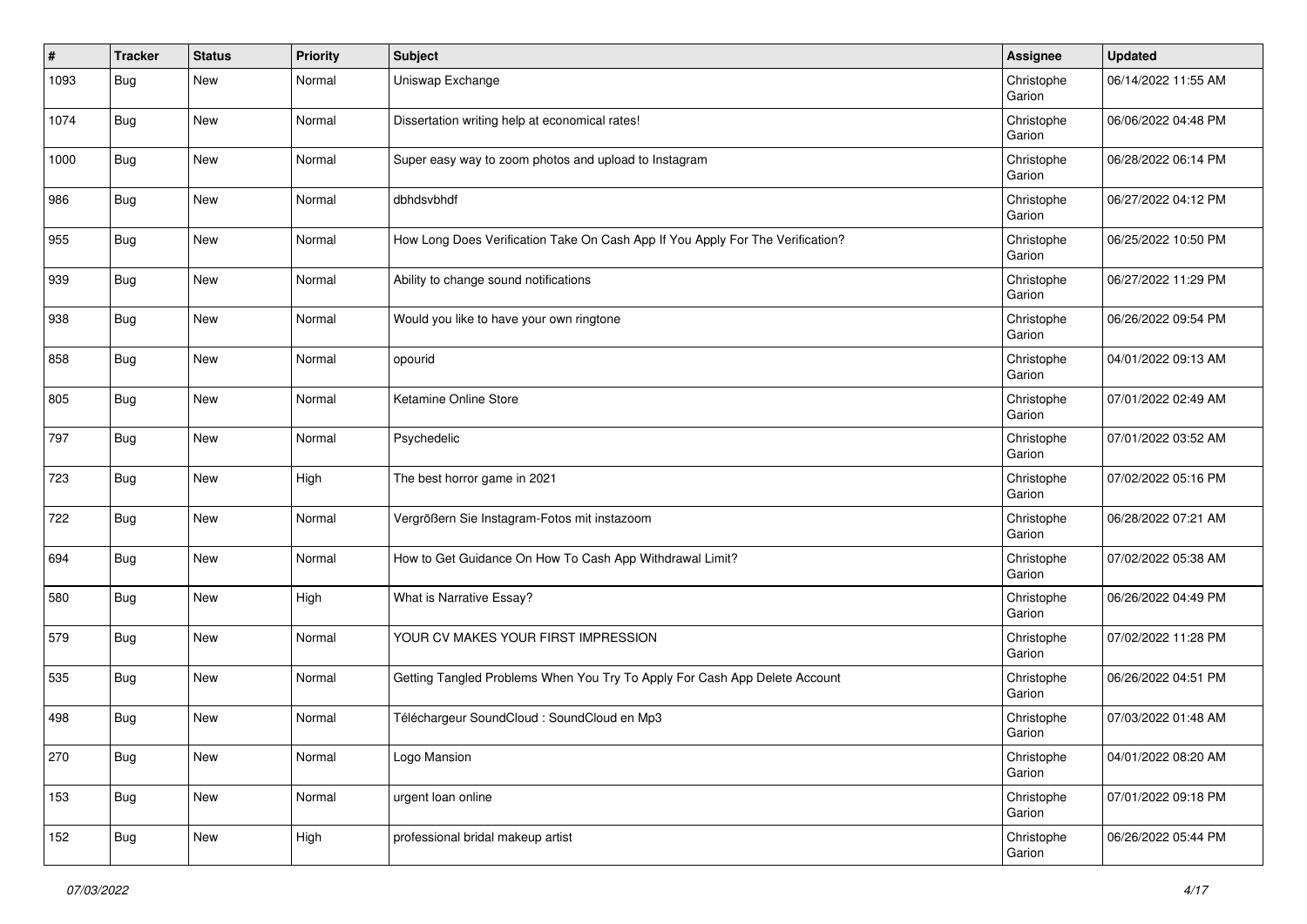| # | Tracker | Status | Priority | Subject | Assignee | Updated |
|---|---|---|---|---|---|---|
| 1093 | Bug | New | Normal | Uniswap Exchange | Christophe Garion | 06/14/2022 11:55 AM |
| 1074 | Bug | New | Normal | Dissertation writing help at economical rates! | Christophe Garion | 06/06/2022 04:48 PM |
| 1000 | Bug | New | Normal | Super easy way to zoom photos and upload to Instagram | Christophe Garion | 06/28/2022 06:14 PM |
| 986 | Bug | New | Normal | dbhdsvbhdf | Christophe Garion | 06/27/2022 04:12 PM |
| 955 | Bug | New | Normal | How Long Does Verification Take On Cash App If You Apply For The Verification? | Christophe Garion | 06/25/2022 10:50 PM |
| 939 | Bug | New | Normal | Ability to change sound notifications | Christophe Garion | 06/27/2022 11:29 PM |
| 938 | Bug | New | Normal | Would you like to have your own ringtone | Christophe Garion | 06/26/2022 09:54 PM |
| 858 | Bug | New | Normal | opourid | Christophe Garion | 04/01/2022 09:13 AM |
| 805 | Bug | New | Normal | Ketamine Online Store | Christophe Garion | 07/01/2022 02:49 AM |
| 797 | Bug | New | Normal | Psychedelic | Christophe Garion | 07/01/2022 03:52 AM |
| 723 | Bug | New | High | The best horror game in 2021 | Christophe Garion | 07/02/2022 05:16 PM |
| 722 | Bug | New | Normal | Vergrößern Sie Instagram-Fotos mit instazoom | Christophe Garion | 06/28/2022 07:21 AM |
| 694 | Bug | New | Normal | How to Get Guidance On How To Cash App Withdrawal Limit? | Christophe Garion | 07/02/2022 05:38 AM |
| 580 | Bug | New | High | What is Narrative Essay? | Christophe Garion | 06/26/2022 04:49 PM |
| 579 | Bug | New | Normal | YOUR CV MAKES YOUR FIRST IMPRESSION | Christophe Garion | 07/02/2022 11:28 PM |
| 535 | Bug | New | Normal | Getting Tangled Problems When You Try To Apply For Cash App Delete Account | Christophe Garion | 06/26/2022 04:51 PM |
| 498 | Bug | New | Normal | Téléchargeur SoundCloud : SoundCloud en Mp3 | Christophe Garion | 07/03/2022 01:48 AM |
| 270 | Bug | New | Normal | Logo Mansion | Christophe Garion | 04/01/2022 08:20 AM |
| 153 | Bug | New | Normal | urgent loan online | Christophe Garion | 07/01/2022 09:18 PM |
| 152 | Bug | New | High | professional bridal makeup artist | Christophe Garion | 06/26/2022 05:44 PM |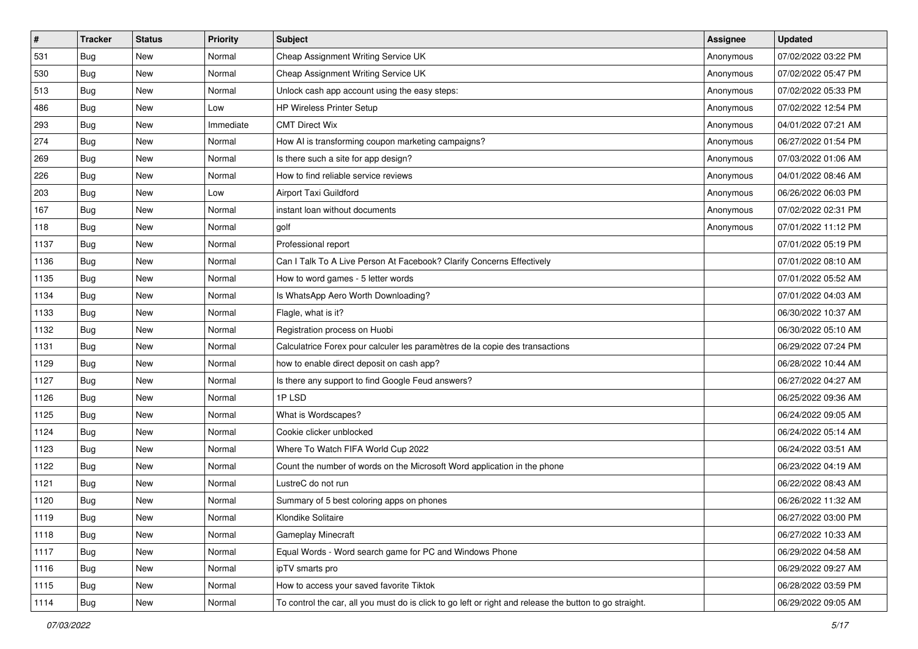| # | Tracker | Status | Priority | Subject | Assignee | Updated |
|---|---|---|---|---|---|---|
| 531 | Bug | New | Normal | Cheap Assignment Writing Service UK | Anonymous | 07/02/2022 03:22 PM |
| 530 | Bug | New | Normal | Cheap Assignment Writing Service UK | Anonymous | 07/02/2022 05:47 PM |
| 513 | Bug | New | Normal | Unlock cash app account using the easy steps: | Anonymous | 07/02/2022 05:33 PM |
| 486 | Bug | New | Low | HP Wireless Printer Setup | Anonymous | 07/02/2022 12:54 PM |
| 293 | Bug | New | Immediate | CMT Direct Wix | Anonymous | 04/01/2022 07:21 AM |
| 274 | Bug | New | Normal | How AI is transforming coupon marketing campaigns? | Anonymous | 06/27/2022 01:54 PM |
| 269 | Bug | New | Normal | Is there such a site for app design? | Anonymous | 07/03/2022 01:06 AM |
| 226 | Bug | New | Normal | How to find reliable service reviews | Anonymous | 04/01/2022 08:46 AM |
| 203 | Bug | New | Low | Airport Taxi Guildford | Anonymous | 06/26/2022 06:03 PM |
| 167 | Bug | New | Normal | instant loan without documents | Anonymous | 07/02/2022 02:31 PM |
| 118 | Bug | New | Normal | golf | Anonymous | 07/01/2022 11:12 PM |
| 1137 | Bug | New | Normal | Professional report | | 07/01/2022 05:19 PM |
| 1136 | Bug | New | Normal | Can I Talk To A Live Person At Facebook? Clarify Concerns Effectively | | 07/01/2022 08:10 AM |
| 1135 | Bug | New | Normal | How to word games - 5 letter words | | 07/01/2022 05:52 AM |
| 1134 | Bug | New | Normal | Is WhatsApp Aero Worth Downloading? | | 07/01/2022 04:03 AM |
| 1133 | Bug | New | Normal | Flagle, what is it? | | 06/30/2022 10:37 AM |
| 1132 | Bug | New | Normal | Registration process on Huobi | | 06/30/2022 05:10 AM |
| 1131 | Bug | New | Normal | Calculatrice Forex pour calculer les paramètres de la copie des transactions | | 06/29/2022 07:24 PM |
| 1129 | Bug | New | Normal | how to enable direct deposit on cash app? | | 06/28/2022 10:44 AM |
| 1127 | Bug | New | Normal | Is there any support to find Google Feud answers? | | 06/27/2022 04:27 AM |
| 1126 | Bug | New | Normal | 1P LSD | | 06/25/2022 09:36 AM |
| 1125 | Bug | New | Normal | What is Wordscapes? | | 06/24/2022 09:05 AM |
| 1124 | Bug | New | Normal | Cookie clicker unblocked | | 06/24/2022 05:14 AM |
| 1123 | Bug | New | Normal | Where To Watch FIFA World Cup 2022 | | 06/24/2022 03:51 AM |
| 1122 | Bug | New | Normal | Count the number of words on the Microsoft Word application in the phone | | 06/23/2022 04:19 AM |
| 1121 | Bug | New | Normal | LustreC do not run | | 06/22/2022 08:43 AM |
| 1120 | Bug | New | Normal | Summary of 5 best coloring apps on phones | | 06/26/2022 11:32 AM |
| 1119 | Bug | New | Normal | Klondike Solitaire | | 06/27/2022 03:00 PM |
| 1118 | Bug | New | Normal | Gameplay Minecraft | | 06/27/2022 10:33 AM |
| 1117 | Bug | New | Normal | Equal Words - Word search game for PC and Windows Phone | | 06/29/2022 04:58 AM |
| 1116 | Bug | New | Normal | ipTV smarts pro | | 06/29/2022 09:27 AM |
| 1115 | Bug | New | Normal | How to access your saved favorite Tiktok | | 06/28/2022 03:59 PM |
| 1114 | Bug | New | Normal | To control the car, all you must do is click to go left or right and release the button to go straight. | | 06/29/2022 09:05 AM |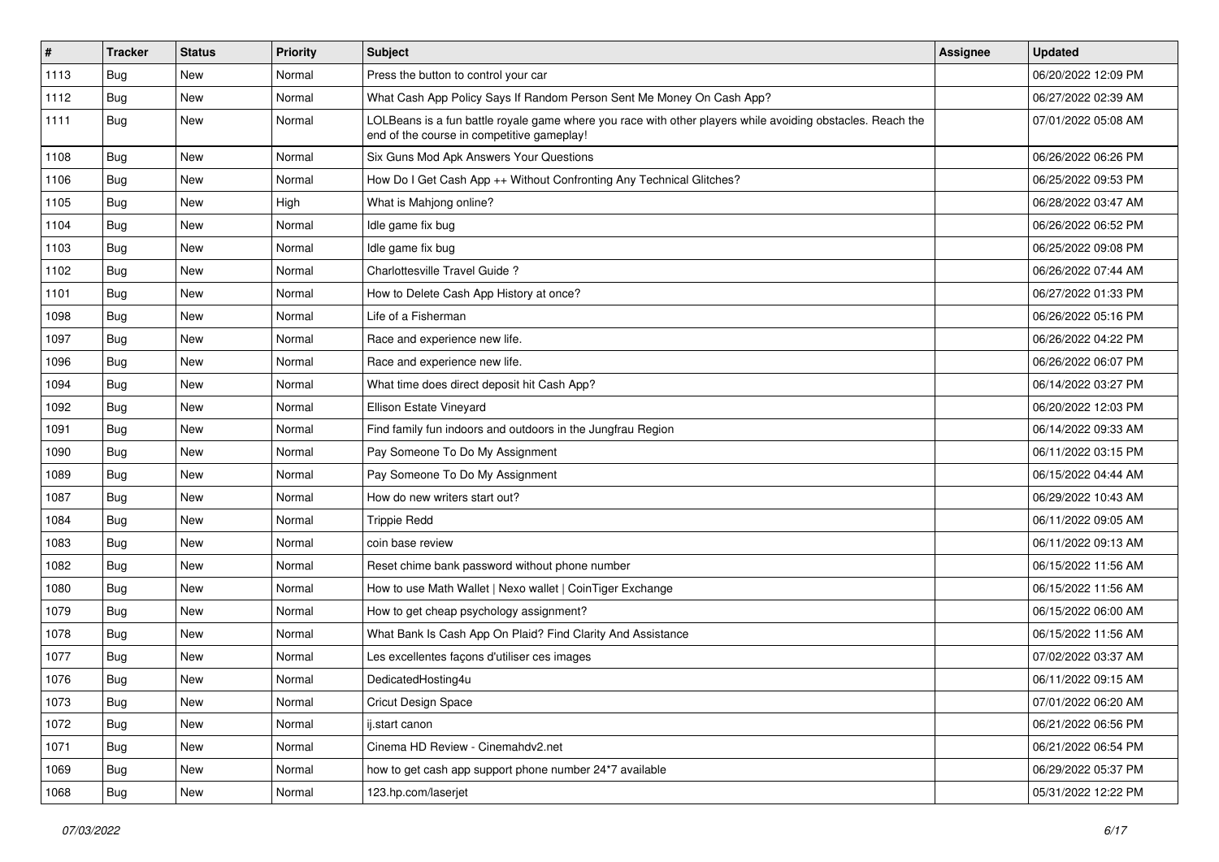| # | Tracker | Status | Priority | Subject | Assignee | Updated |
|---|---|---|---|---|---|---|
| 1113 | Bug | New | Normal | Press the button to control your car | | 06/20/2022 12:09 PM |
| 1112 | Bug | New | Normal | What Cash App Policy Says If Random Person Sent Me Money On Cash App? | | 06/27/2022 02:39 AM |
| 1111 | Bug | New | Normal | LOLBeans is a fun battle royale game where you race with other players while avoiding obstacles. Reach the end of the course in competitive gameplay! | | 07/01/2022 05:08 AM |
| 1108 | Bug | New | Normal | Six Guns Mod Apk Answers Your Questions | | 06/26/2022 06:26 PM |
| 1106 | Bug | New | Normal | How Do I Get Cash App ++ Without Confronting Any Technical Glitches? | | 06/25/2022 09:53 PM |
| 1105 | Bug | New | High | What is Mahjong online? | | 06/28/2022 03:47 AM |
| 1104 | Bug | New | Normal | Idle game fix bug | | 06/26/2022 06:52 PM |
| 1103 | Bug | New | Normal | Idle game fix bug | | 06/25/2022 09:08 PM |
| 1102 | Bug | New | Normal | Charlottesville Travel Guide ? | | 06/26/2022 07:44 AM |
| 1101 | Bug | New | Normal | How to Delete Cash App History at once? | | 06/27/2022 01:33 PM |
| 1098 | Bug | New | Normal | Life of a Fisherman | | 06/26/2022 05:16 PM |
| 1097 | Bug | New | Normal | Race and experience new life. | | 06/26/2022 04:22 PM |
| 1096 | Bug | New | Normal | Race and experience new life. | | 06/26/2022 06:07 PM |
| 1094 | Bug | New | Normal | What time does direct deposit hit Cash App? | | 06/14/2022 03:27 PM |
| 1092 | Bug | New | Normal | Ellison Estate Vineyard | | 06/20/2022 12:03 PM |
| 1091 | Bug | New | Normal | Find family fun indoors and outdoors in the Jungfrau Region | | 06/14/2022 09:33 AM |
| 1090 | Bug | New | Normal | Pay Someone To Do My Assignment | | 06/11/2022 03:15 PM |
| 1089 | Bug | New | Normal | Pay Someone To Do My Assignment | | 06/15/2022 04:44 AM |
| 1087 | Bug | New | Normal | How do new writers start out? | | 06/29/2022 10:43 AM |
| 1084 | Bug | New | Normal | Trippie Redd | | 06/11/2022 09:05 AM |
| 1083 | Bug | New | Normal | coin base review | | 06/11/2022 09:13 AM |
| 1082 | Bug | New | Normal | Reset chime bank password without phone number | | 06/15/2022 11:56 AM |
| 1080 | Bug | New | Normal | How to use Math Wallet \| Nexo wallet \| CoinTiger Exchange | | 06/15/2022 11:56 AM |
| 1079 | Bug | New | Normal | How to get cheap psychology assignment? | | 06/15/2022 06:00 AM |
| 1078 | Bug | New | Normal | What Bank Is Cash App On Plaid? Find Clarity And Assistance | | 06/15/2022 11:56 AM |
| 1077 | Bug | New | Normal | Les excellentes façons d'utiliser ces images | | 07/02/2022 03:37 AM |
| 1076 | Bug | New | Normal | DedicatedHosting4u | | 06/11/2022 09:15 AM |
| 1073 | Bug | New | Normal | Cricut Design Space | | 07/01/2022 06:20 AM |
| 1072 | Bug | New | Normal | ij.start canon | | 06/21/2022 06:56 PM |
| 1071 | Bug | New | Normal | Cinema HD Review - Cinemahdv2.net | | 06/21/2022 06:54 PM |
| 1069 | Bug | New | Normal | how to get cash app support phone number 24*7 available | | 06/29/2022 05:37 PM |
| 1068 | Bug | New | Normal | 123.hp.com/laserjet | | 05/31/2022 12:22 PM |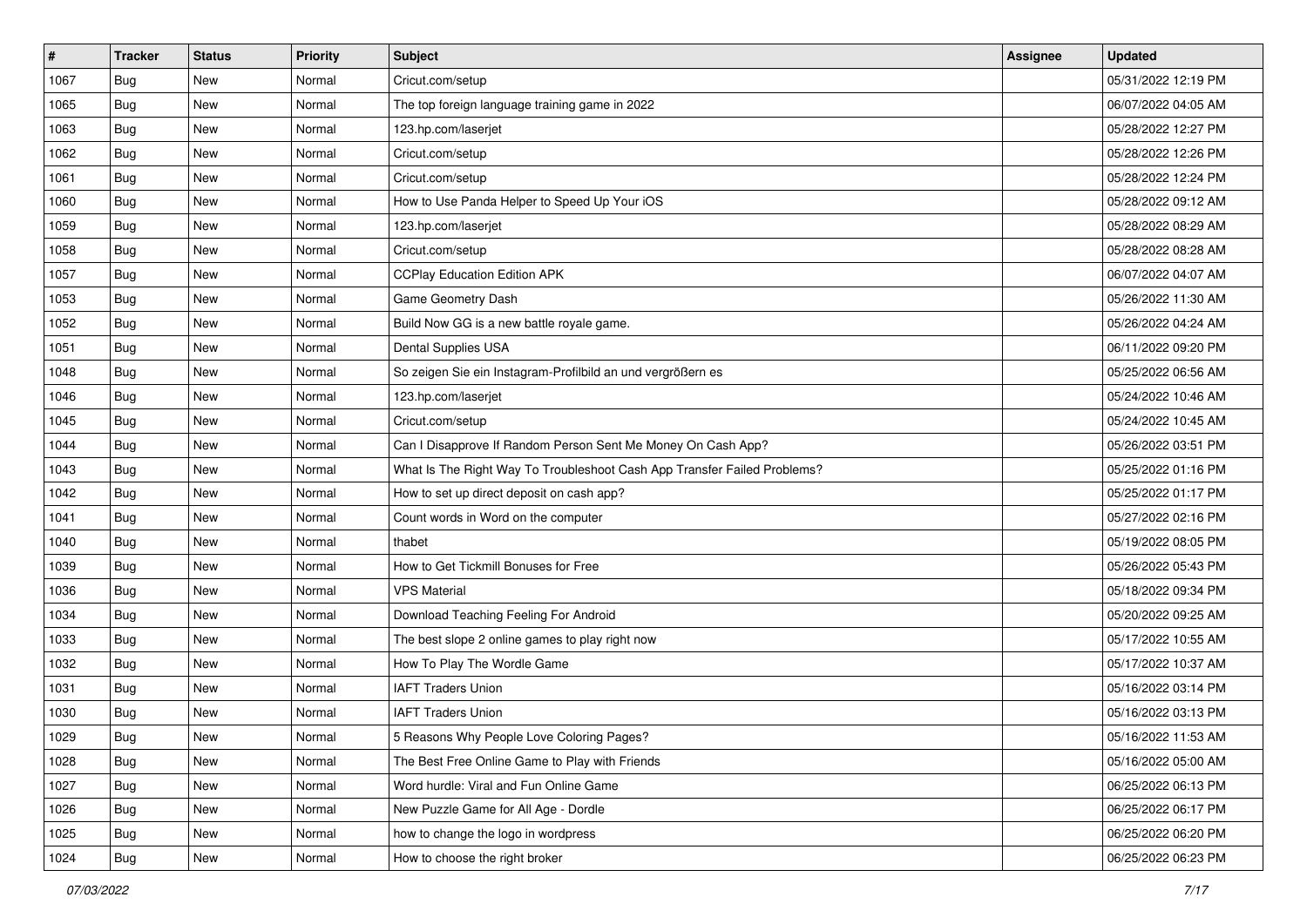| # | Tracker | Status | Priority | Subject | Assignee | Updated |
|---|---|---|---|---|---|---|
| 1067 | Bug | New | Normal | Cricut.com/setup | | 05/31/2022 12:19 PM |
| 1065 | Bug | New | Normal | The top foreign language training game in 2022 | | 06/07/2022 04:05 AM |
| 1063 | Bug | New | Normal | 123.hp.com/laserjet | | 05/28/2022 12:27 PM |
| 1062 | Bug | New | Normal | Cricut.com/setup | | 05/28/2022 12:26 PM |
| 1061 | Bug | New | Normal | Cricut.com/setup | | 05/28/2022 12:24 PM |
| 1060 | Bug | New | Normal | How to Use Panda Helper to Speed Up Your iOS | | 05/28/2022 09:12 AM |
| 1059 | Bug | New | Normal | 123.hp.com/laserjet | | 05/28/2022 08:29 AM |
| 1058 | Bug | New | Normal | Cricut.com/setup | | 05/28/2022 08:28 AM |
| 1057 | Bug | New | Normal | CCPlay Education Edition APK | | 06/07/2022 04:07 AM |
| 1053 | Bug | New | Normal | Game Geometry Dash | | 05/26/2022 11:30 AM |
| 1052 | Bug | New | Normal | Build Now GG is a new battle royale game. | | 05/26/2022 04:24 AM |
| 1051 | Bug | New | Normal | Dental Supplies USA | | 06/11/2022 09:20 PM |
| 1048 | Bug | New | Normal | So zeigen Sie ein Instagram-Profilbild an und vergrößern es | | 05/25/2022 06:56 AM |
| 1046 | Bug | New | Normal | 123.hp.com/laserjet | | 05/24/2022 10:46 AM |
| 1045 | Bug | New | Normal | Cricut.com/setup | | 05/24/2022 10:45 AM |
| 1044 | Bug | New | Normal | Can I Disapprove If Random Person Sent Me Money On Cash App? | | 05/26/2022 03:51 PM |
| 1043 | Bug | New | Normal | What Is The Right Way To Troubleshoot Cash App Transfer Failed Problems? | | 05/25/2022 01:16 PM |
| 1042 | Bug | New | Normal | How to set up direct deposit on cash app? | | 05/25/2022 01:17 PM |
| 1041 | Bug | New | Normal | Count words in Word on the computer | | 05/27/2022 02:16 PM |
| 1040 | Bug | New | Normal | thabet | | 05/19/2022 08:05 PM |
| 1039 | Bug | New | Normal | How to Get Tickmill Bonuses for Free | | 05/26/2022 05:43 PM |
| 1036 | Bug | New | Normal | VPS Material | | 05/18/2022 09:34 PM |
| 1034 | Bug | New | Normal | Download Teaching Feeling For Android | | 05/20/2022 09:25 AM |
| 1033 | Bug | New | Normal | The best slope 2 online games to play right now | | 05/17/2022 10:55 AM |
| 1032 | Bug | New | Normal | How To Play The Wordle Game | | 05/17/2022 10:37 AM |
| 1031 | Bug | New | Normal | IAFT Traders Union | | 05/16/2022 03:14 PM |
| 1030 | Bug | New | Normal | IAFT Traders Union | | 05/16/2022 03:13 PM |
| 1029 | Bug | New | Normal | 5 Reasons Why People Love Coloring Pages? | | 05/16/2022 11:53 AM |
| 1028 | Bug | New | Normal | The Best Free Online Game to Play with Friends | | 05/16/2022 05:00 AM |
| 1027 | Bug | New | Normal | Word hurdle: Viral and Fun Online Game | | 06/25/2022 06:13 PM |
| 1026 | Bug | New | Normal | New Puzzle Game for All Age - Dordle | | 06/25/2022 06:17 PM |
| 1025 | Bug | New | Normal | how to change the logo in wordpress | | 06/25/2022 06:20 PM |
| 1024 | Bug | New | Normal | How to choose the right broker | | 06/25/2022 06:23 PM |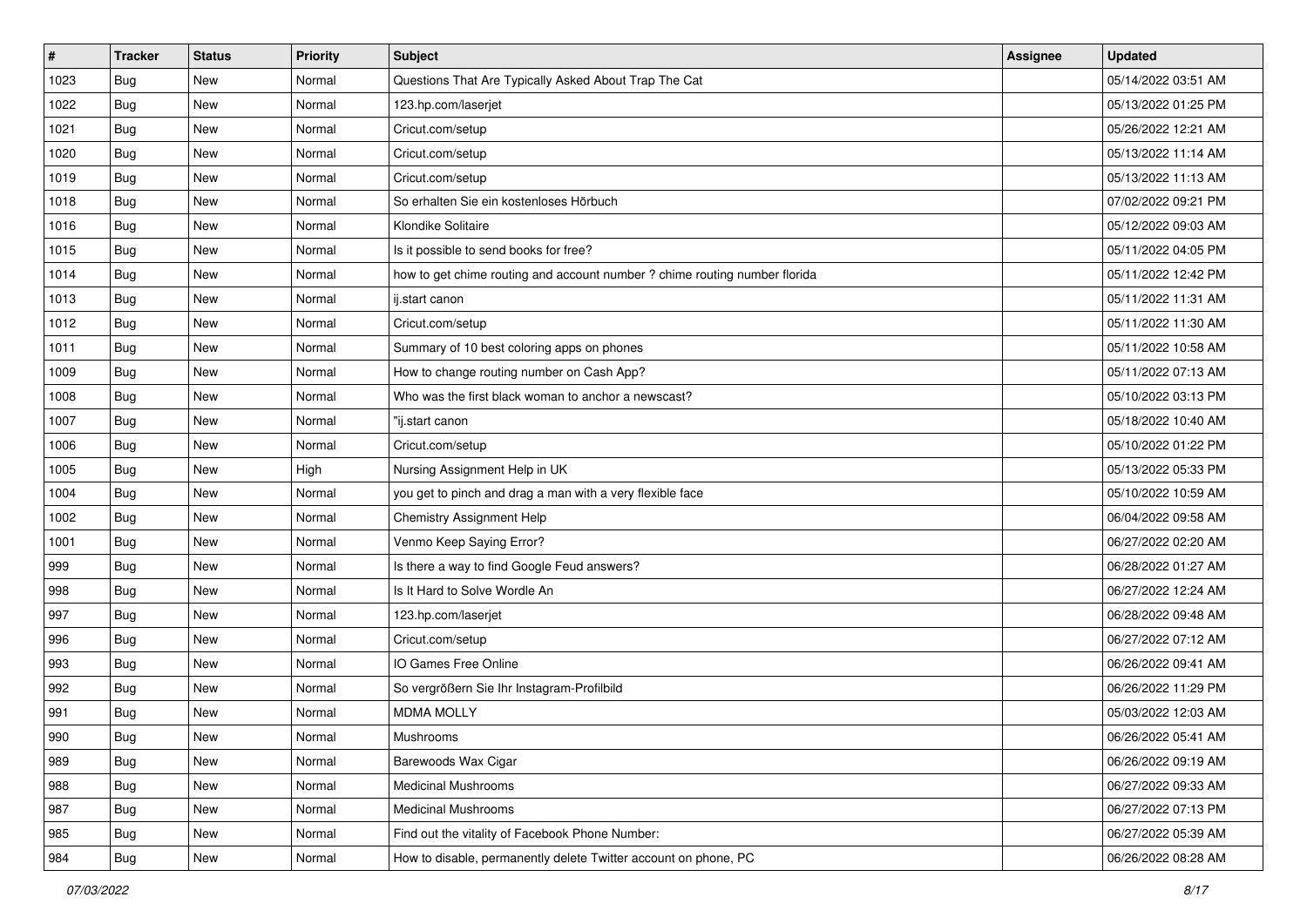| # | Tracker | Status | Priority | Subject | Assignee | Updated |
| --- | --- | --- | --- | --- | --- | --- |
| 1023 | Bug | New | Normal | Questions That Are Typically Asked About Trap The Cat | | 05/14/2022 03:51 AM |
| 1022 | Bug | New | Normal | 123.hp.com/laserjet | | 05/13/2022 01:25 PM |
| 1021 | Bug | New | Normal | Cricut.com/setup | | 05/26/2022 12:21 AM |
| 1020 | Bug | New | Normal | Cricut.com/setup | | 05/13/2022 11:14 AM |
| 1019 | Bug | New | Normal | Cricut.com/setup | | 05/13/2022 11:13 AM |
| 1018 | Bug | New | Normal | So erhalten Sie ein kostenloses Hörbuch | | 07/02/2022 09:21 PM |
| 1016 | Bug | New | Normal | Klondike Solitaire | | 05/12/2022 09:03 AM |
| 1015 | Bug | New | Normal | Is it possible to send books for free? | | 05/11/2022 04:05 PM |
| 1014 | Bug | New | Normal | how to get chime routing and account number ? chime routing number florida | | 05/11/2022 12:42 PM |
| 1013 | Bug | New | Normal | ij.start canon | | 05/11/2022 11:31 AM |
| 1012 | Bug | New | Normal | Cricut.com/setup | | 05/11/2022 11:30 AM |
| 1011 | Bug | New | Normal | Summary of 10 best coloring apps on phones | | 05/11/2022 10:58 AM |
| 1009 | Bug | New | Normal | How to change routing number on Cash App? | | 05/11/2022 07:13 AM |
| 1008 | Bug | New | Normal | Who was the first black woman to anchor a newscast? | | 05/10/2022 03:13 PM |
| 1007 | Bug | New | Normal | "ij.start canon | | 05/18/2022 10:40 AM |
| 1006 | Bug | New | Normal | Cricut.com/setup | | 05/10/2022 01:22 PM |
| 1005 | Bug | New | High | Nursing Assignment Help in UK | | 05/13/2022 05:33 PM |
| 1004 | Bug | New | Normal | you get to pinch and drag a man with a very flexible face | | 05/10/2022 10:59 AM |
| 1002 | Bug | New | Normal | Chemistry Assignment Help | | 06/04/2022 09:58 AM |
| 1001 | Bug | New | Normal | Venmo Keep Saying Error? | | 06/27/2022 02:20 AM |
| 999 | Bug | New | Normal | Is there a way to find Google Feud answers? | | 06/28/2022 01:27 AM |
| 998 | Bug | New | Normal | Is It Hard to Solve Wordle An | | 06/27/2022 12:24 AM |
| 997 | Bug | New | Normal | 123.hp.com/laserjet | | 06/28/2022 09:48 AM |
| 996 | Bug | New | Normal | Cricut.com/setup | | 06/27/2022 07:12 AM |
| 993 | Bug | New | Normal | IO Games Free Online | | 06/26/2022 09:41 AM |
| 992 | Bug | New | Normal | So vergrößern Sie Ihr Instagram-Profilbild | | 06/26/2022 11:29 PM |
| 991 | Bug | New | Normal | MDMA MOLLY | | 05/03/2022 12:03 AM |
| 990 | Bug | New | Normal | Mushrooms | | 06/26/2022 05:41 AM |
| 989 | Bug | New | Normal | Barewoods Wax Cigar | | 06/26/2022 09:19 AM |
| 988 | Bug | New | Normal | Medicinal Mushrooms | | 06/27/2022 09:33 AM |
| 987 | Bug | New | Normal | Medicinal Mushrooms | | 06/27/2022 07:13 PM |
| 985 | Bug | New | Normal | Find out the vitality of Facebook Phone Number: | | 06/27/2022 05:39 AM |
| 984 | Bug | New | Normal | How to disable, permanently delete Twitter account on phone, PC | | 06/26/2022 08:28 AM |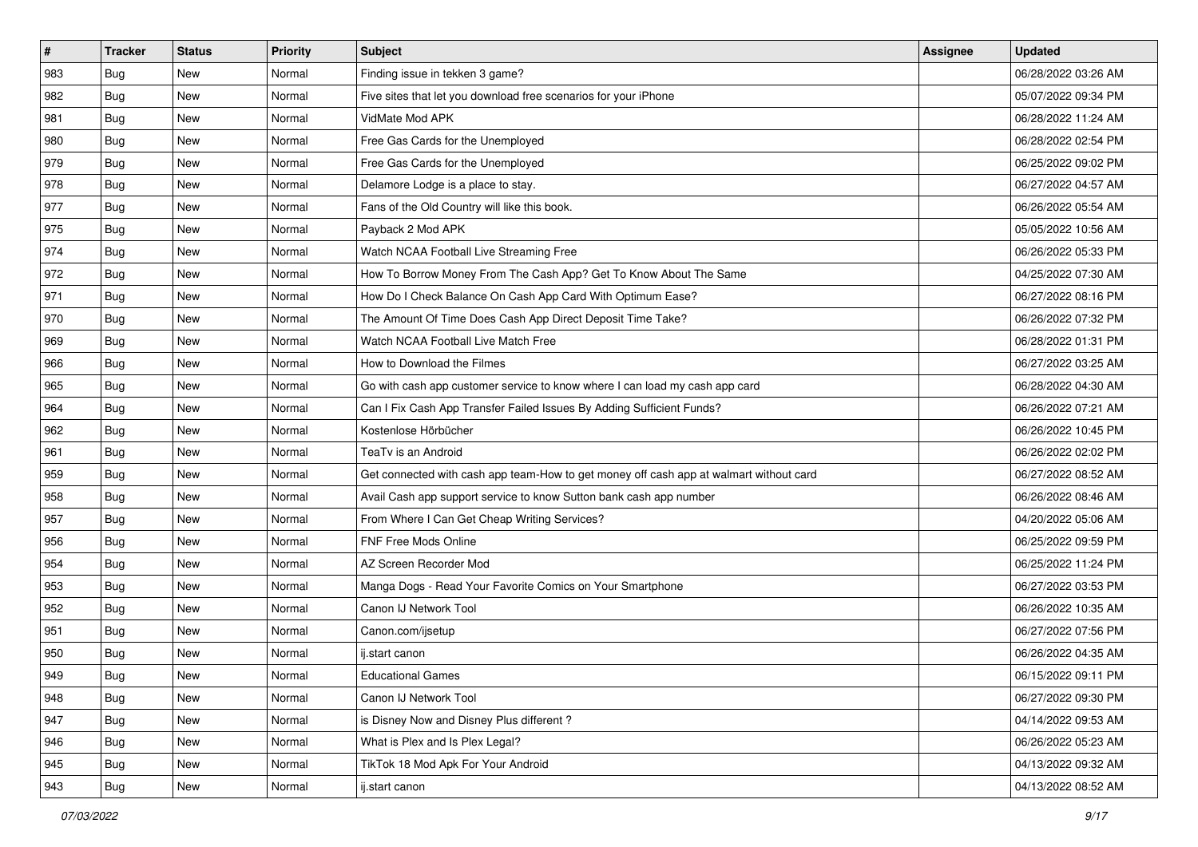| # | Tracker | Status | Priority | Subject | Assignee | Updated |
|---|---|---|---|---|---|---|
| 983 | Bug | New | Normal | Finding issue in tekken 3 game? | | 06/28/2022 03:26 AM |
| 982 | Bug | New | Normal | Five sites that let you download free scenarios for your iPhone | | 05/07/2022 09:34 PM |
| 981 | Bug | New | Normal | VidMate Mod APK | | 06/28/2022 11:24 AM |
| 980 | Bug | New | Normal | Free Gas Cards for the Unemployed | | 06/28/2022 02:54 PM |
| 979 | Bug | New | Normal | Free Gas Cards for the Unemployed | | 06/25/2022 09:02 PM |
| 978 | Bug | New | Normal | Delamore Lodge is a place to stay. | | 06/27/2022 04:57 AM |
| 977 | Bug | New | Normal | Fans of the Old Country will like this book. | | 06/26/2022 05:54 AM |
| 975 | Bug | New | Normal | Payback 2 Mod APK | | 05/05/2022 10:56 AM |
| 974 | Bug | New | Normal | Watch NCAA Football Live Streaming Free | | 06/26/2022 05:33 PM |
| 972 | Bug | New | Normal | How To Borrow Money From The Cash App? Get To Know About The Same | | 04/25/2022 07:30 AM |
| 971 | Bug | New | Normal | How Do I Check Balance On Cash App Card With Optimum Ease? | | 06/27/2022 08:16 PM |
| 970 | Bug | New | Normal | The Amount Of Time Does Cash App Direct Deposit Time Take? | | 06/26/2022 07:32 PM |
| 969 | Bug | New | Normal | Watch NCAA Football Live Match Free | | 06/28/2022 01:31 PM |
| 966 | Bug | New | Normal | How to Download the Filmes | | 06/27/2022 03:25 AM |
| 965 | Bug | New | Normal | Go with cash app customer service to know where I can load my cash app card | | 06/28/2022 04:30 AM |
| 964 | Bug | New | Normal | Can I Fix Cash App Transfer Failed Issues By Adding Sufficient Funds? | | 06/26/2022 07:21 AM |
| 962 | Bug | New | Normal | Kostenlose Hörbücher | | 06/26/2022 10:45 PM |
| 961 | Bug | New | Normal | TeaTv is an Android | | 06/26/2022 02:02 PM |
| 959 | Bug | New | Normal | Get connected with cash app team-How to get money off cash app at walmart without card | | 06/27/2022 08:52 AM |
| 958 | Bug | New | Normal | Avail Cash app support service to know Sutton bank cash app number | | 06/26/2022 08:46 AM |
| 957 | Bug | New | Normal | From Where I Can Get Cheap Writing Services? | | 04/20/2022 05:06 AM |
| 956 | Bug | New | Normal | FNF Free Mods Online | | 06/25/2022 09:59 PM |
| 954 | Bug | New | Normal | AZ Screen Recorder Mod | | 06/25/2022 11:24 PM |
| 953 | Bug | New | Normal | Manga Dogs - Read Your Favorite Comics on Your Smartphone | | 06/27/2022 03:53 PM |
| 952 | Bug | New | Normal | Canon IJ Network Tool | | 06/26/2022 10:35 AM |
| 951 | Bug | New | Normal | Canon.com/ijsetup | | 06/27/2022 07:56 PM |
| 950 | Bug | New | Normal | ij.start canon | | 06/26/2022 04:35 AM |
| 949 | Bug | New | Normal | Educational Games | | 06/15/2022 09:11 PM |
| 948 | Bug | New | Normal | Canon IJ Network Tool | | 06/27/2022 09:30 PM |
| 947 | Bug | New | Normal | is Disney Now and Disney Plus different ? | | 04/14/2022 09:53 AM |
| 946 | Bug | New | Normal | What is Plex and Is Plex Legal? | | 06/26/2022 05:23 AM |
| 945 | Bug | New | Normal | TikTok 18 Mod Apk For Your Android | | 04/13/2022 09:32 AM |
| 943 | Bug | New | Normal | ij.start canon | | 04/13/2022 08:52 AM |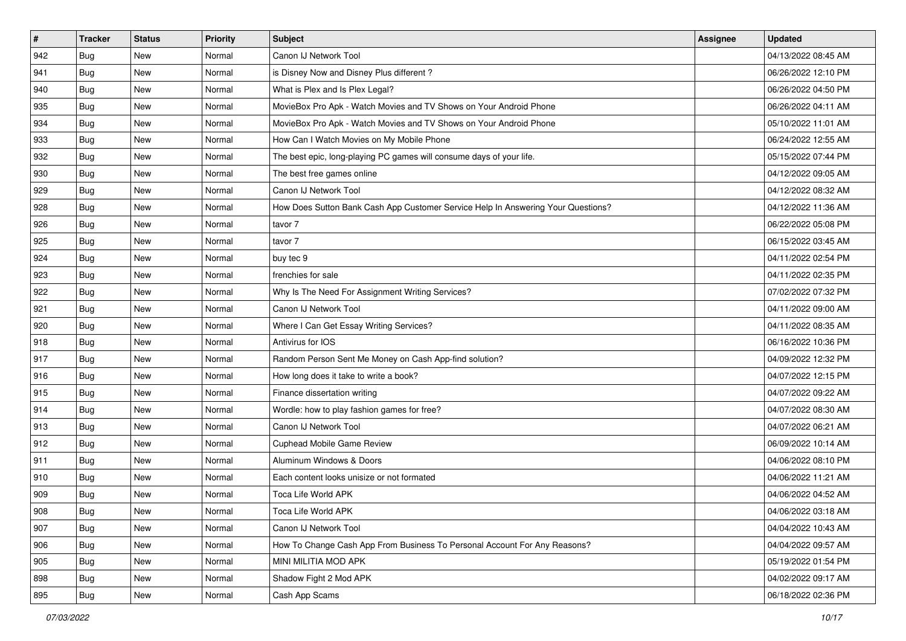| # | Tracker | Status | Priority | Subject | Assignee | Updated |
| --- | --- | --- | --- | --- | --- | --- |
| 942 | Bug | New | Normal | Canon IJ Network Tool | | 04/13/2022 08:45 AM |
| 941 | Bug | New | Normal | is Disney Now and Disney Plus different ? | | 06/26/2022 12:10 PM |
| 940 | Bug | New | Normal | What is Plex and Is Plex Legal? | | 06/26/2022 04:50 PM |
| 935 | Bug | New | Normal | MovieBox Pro Apk - Watch Movies and TV Shows on Your Android Phone | | 06/26/2022 04:11 AM |
| 934 | Bug | New | Normal | MovieBox Pro Apk - Watch Movies and TV Shows on Your Android Phone | | 05/10/2022 11:01 AM |
| 933 | Bug | New | Normal | How Can I Watch Movies on My Mobile Phone | | 06/24/2022 12:55 AM |
| 932 | Bug | New | Normal | The best epic, long-playing PC games will consume days of your life. | | 05/15/2022 07:44 PM |
| 930 | Bug | New | Normal | The best free games online | | 04/12/2022 09:05 AM |
| 929 | Bug | New | Normal | Canon IJ Network Tool | | 04/12/2022 08:32 AM |
| 928 | Bug | New | Normal | How Does Sutton Bank Cash App Customer Service Help In Answering Your Questions? | | 04/12/2022 11:36 AM |
| 926 | Bug | New | Normal | tavor 7 | | 06/22/2022 05:08 PM |
| 925 | Bug | New | Normal | tavor 7 | | 06/15/2022 03:45 AM |
| 924 | Bug | New | Normal | buy tec 9 | | 04/11/2022 02:54 PM |
| 923 | Bug | New | Normal | frenchies for sale | | 04/11/2022 02:35 PM |
| 922 | Bug | New | Normal | Why Is The Need For Assignment Writing Services? | | 07/02/2022 07:32 PM |
| 921 | Bug | New | Normal | Canon IJ Network Tool | | 04/11/2022 09:00 AM |
| 920 | Bug | New | Normal | Where I Can Get Essay Writing Services? | | 04/11/2022 08:35 AM |
| 918 | Bug | New | Normal | Antivirus for IOS | | 06/16/2022 10:36 PM |
| 917 | Bug | New | Normal | Random Person Sent Me Money on Cash App-find solution? | | 04/09/2022 12:32 PM |
| 916 | Bug | New | Normal | How long does it take to write a book? | | 04/07/2022 12:15 PM |
| 915 | Bug | New | Normal | Finance dissertation writing | | 04/07/2022 09:22 AM |
| 914 | Bug | New | Normal | Wordle: how to play fashion games for free? | | 04/07/2022 08:30 AM |
| 913 | Bug | New | Normal | Canon IJ Network Tool | | 04/07/2022 06:21 AM |
| 912 | Bug | New | Normal | Cuphead Mobile Game Review | | 06/09/2022 10:14 AM |
| 911 | Bug | New | Normal | Aluminum Windows & Doors | | 04/06/2022 08:10 PM |
| 910 | Bug | New | Normal | Each content looks unisize or not formated | | 04/06/2022 11:21 AM |
| 909 | Bug | New | Normal | Toca Life World APK | | 04/06/2022 04:52 AM |
| 908 | Bug | New | Normal | Toca Life World APK | | 04/06/2022 03:18 AM |
| 907 | Bug | New | Normal | Canon IJ Network Tool | | 04/04/2022 10:43 AM |
| 906 | Bug | New | Normal | How To Change Cash App From Business To Personal Account For Any Reasons? | | 04/04/2022 09:57 AM |
| 905 | Bug | New | Normal | MINI MILITIA MOD APK | | 05/19/2022 01:54 PM |
| 898 | Bug | New | Normal | Shadow Fight 2 Mod APK | | 04/02/2022 09:17 AM |
| 895 | Bug | New | Normal | Cash App Scams | | 06/18/2022 02:36 PM |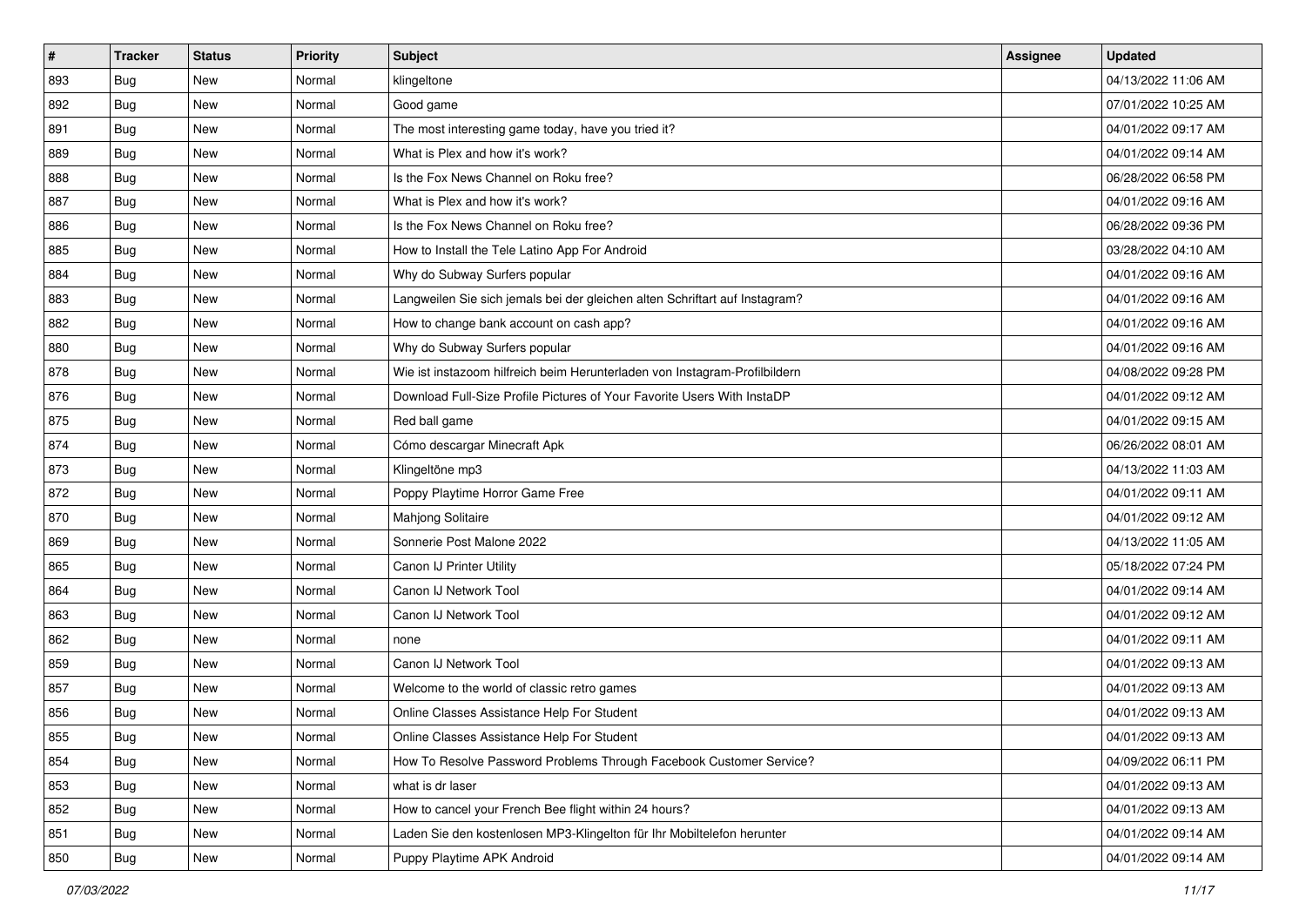| # | Tracker | Status | Priority | Subject | Assignee | Updated |
|---|---|---|---|---|---|---|
| 893 | Bug | New | Normal | klingeltone | | 04/13/2022 11:06 AM |
| 892 | Bug | New | Normal | Good game | | 07/01/2022 10:25 AM |
| 891 | Bug | New | Normal | The most interesting game today, have you tried it? | | 04/01/2022 09:17 AM |
| 889 | Bug | New | Normal | What is Plex and how it's work? | | 04/01/2022 09:14 AM |
| 888 | Bug | New | Normal | Is the Fox News Channel on Roku free? | | 06/28/2022 06:58 PM |
| 887 | Bug | New | Normal | What is Plex and how it's work? | | 04/01/2022 09:16 AM |
| 886 | Bug | New | Normal | Is the Fox News Channel on Roku free? | | 06/28/2022 09:36 PM |
| 885 | Bug | New | Normal | How to Install the Tele Latino App For Android | | 03/28/2022 04:10 AM |
| 884 | Bug | New | Normal | Why do Subway Surfers popular | | 04/01/2022 09:16 AM |
| 883 | Bug | New | Normal | Langweilen Sie sich jemals bei der gleichen alten Schriftart auf Instagram? | | 04/01/2022 09:16 AM |
| 882 | Bug | New | Normal | How to change bank account on cash app? | | 04/01/2022 09:16 AM |
| 880 | Bug | New | Normal | Why do Subway Surfers popular | | 04/01/2022 09:16 AM |
| 878 | Bug | New | Normal | Wie ist instazoom hilfreich beim Herunterladen von Instagram-Profilbildern | | 04/08/2022 09:28 PM |
| 876 | Bug | New | Normal | Download Full-Size Profile Pictures of Your Favorite Users With InstaDP | | 04/01/2022 09:12 AM |
| 875 | Bug | New | Normal | Red ball game | | 04/01/2022 09:15 AM |
| 874 | Bug | New | Normal | Cómo descargar Minecraft Apk | | 06/26/2022 08:01 AM |
| 873 | Bug | New | Normal | Klingeltöne mp3 | | 04/13/2022 11:03 AM |
| 872 | Bug | New | Normal | Poppy Playtime Horror Game Free | | 04/01/2022 09:11 AM |
| 870 | Bug | New | Normal | Mahjong Solitaire | | 04/01/2022 09:12 AM |
| 869 | Bug | New | Normal | Sonnerie Post Malone 2022 | | 04/13/2022 11:05 AM |
| 865 | Bug | New | Normal | Canon IJ Printer Utility | | 05/18/2022 07:24 PM |
| 864 | Bug | New | Normal | Canon IJ Network Tool | | 04/01/2022 09:14 AM |
| 863 | Bug | New | Normal | Canon IJ Network Tool | | 04/01/2022 09:12 AM |
| 862 | Bug | New | Normal | none | | 04/01/2022 09:11 AM |
| 859 | Bug | New | Normal | Canon IJ Network Tool | | 04/01/2022 09:13 AM |
| 857 | Bug | New | Normal | Welcome to the world of classic retro games | | 04/01/2022 09:13 AM |
| 856 | Bug | New | Normal | Online Classes Assistance Help For Student | | 04/01/2022 09:13 AM |
| 855 | Bug | New | Normal | Online Classes Assistance Help For Student | | 04/01/2022 09:13 AM |
| 854 | Bug | New | Normal | How To Resolve Password Problems Through Facebook Customer Service? | | 04/09/2022 06:11 PM |
| 853 | Bug | New | Normal | what is dr laser | | 04/01/2022 09:13 AM |
| 852 | Bug | New | Normal | How to cancel your French Bee flight within 24 hours? | | 04/01/2022 09:13 AM |
| 851 | Bug | New | Normal | Laden Sie den kostenlosen MP3-Klingelton für Ihr Mobiltelefon herunter | | 04/01/2022 09:14 AM |
| 850 | Bug | New | Normal | Puppy Playtime APK Android | | 04/01/2022 09:14 AM |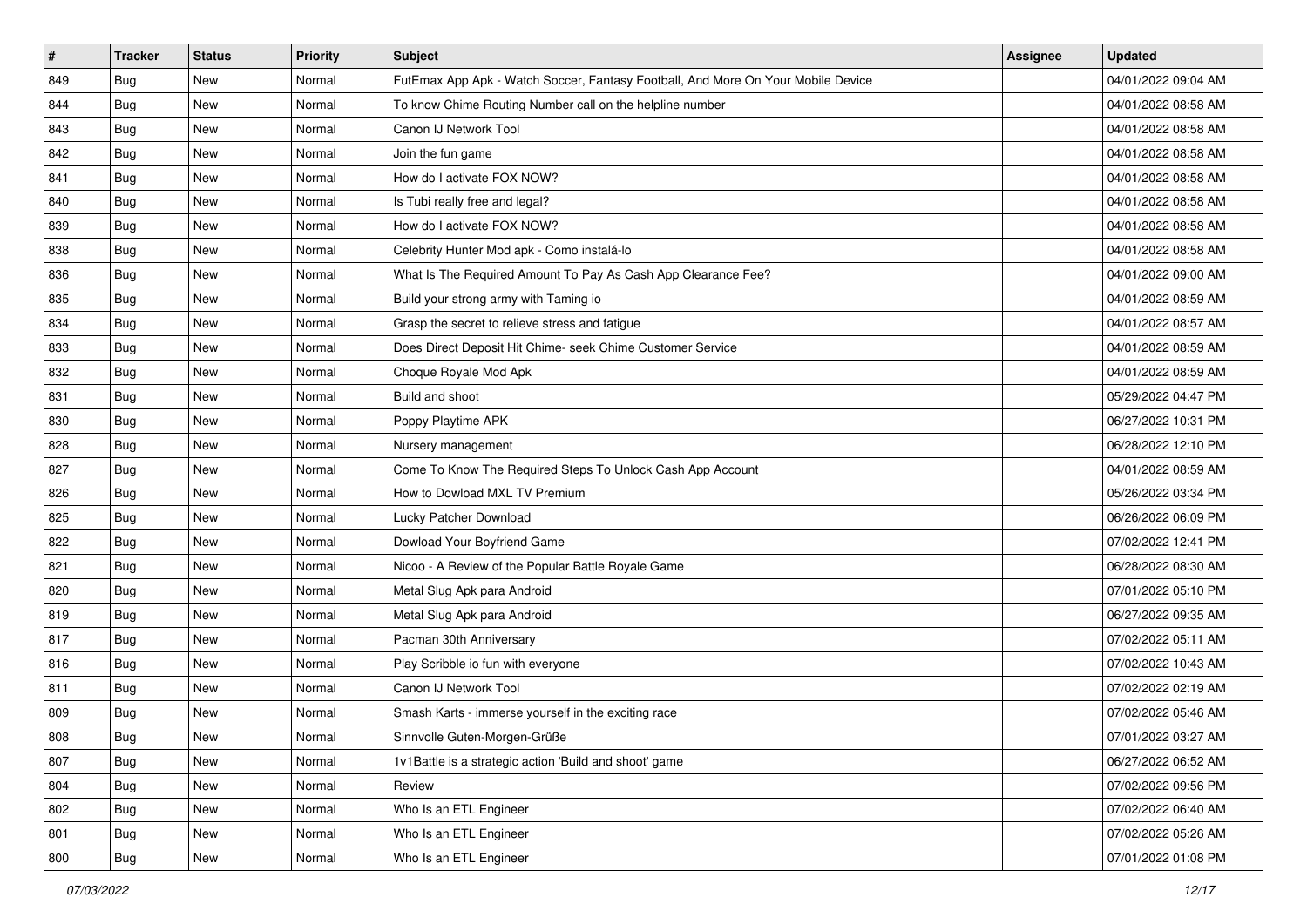| # | Tracker | Status | Priority | Subject | Assignee | Updated |
|---|---|---|---|---|---|---|
| 849 | Bug | New | Normal | FutEmax App Apk - Watch Soccer, Fantasy Football, And More On Your Mobile Device | | 04/01/2022 09:04 AM |
| 844 | Bug | New | Normal | To know Chime Routing Number call on the helpline number | | 04/01/2022 08:58 AM |
| 843 | Bug | New | Normal | Canon IJ Network Tool | | 04/01/2022 08:58 AM |
| 842 | Bug | New | Normal | Join the fun game | | 04/01/2022 08:58 AM |
| 841 | Bug | New | Normal | How do I activate FOX NOW? | | 04/01/2022 08:58 AM |
| 840 | Bug | New | Normal | Is Tubi really free and legal? | | 04/01/2022 08:58 AM |
| 839 | Bug | New | Normal | How do I activate FOX NOW? | | 04/01/2022 08:58 AM |
| 838 | Bug | New | Normal | Celebrity Hunter Mod apk - Como instalá-lo | | 04/01/2022 08:58 AM |
| 836 | Bug | New | Normal | What Is The Required Amount To Pay As Cash App Clearance Fee? | | 04/01/2022 09:00 AM |
| 835 | Bug | New | Normal | Build your strong army with Taming io | | 04/01/2022 08:59 AM |
| 834 | Bug | New | Normal | Grasp the secret to relieve stress and fatigue | | 04/01/2022 08:57 AM |
| 833 | Bug | New | Normal | Does Direct Deposit Hit Chime- seek Chime Customer Service | | 04/01/2022 08:59 AM |
| 832 | Bug | New | Normal | Choque Royale Mod Apk | | 04/01/2022 08:59 AM |
| 831 | Bug | New | Normal | Build and shoot | | 05/29/2022 04:47 PM |
| 830 | Bug | New | Normal | Poppy Playtime APK | | 06/27/2022 10:31 PM |
| 828 | Bug | New | Normal | Nursery management | | 06/28/2022 12:10 PM |
| 827 | Bug | New | Normal | Come To Know The Required Steps To Unlock Cash App Account | | 04/01/2022 08:59 AM |
| 826 | Bug | New | Normal | How to Dowload MXL TV Premium | | 05/26/2022 03:34 PM |
| 825 | Bug | New | Normal | Lucky Patcher Download | | 06/26/2022 06:09 PM |
| 822 | Bug | New | Normal | Dowload Your Boyfriend Game | | 07/02/2022 12:41 PM |
| 821 | Bug | New | Normal | Nicoo - A Review of the Popular Battle Royale Game | | 06/28/2022 08:30 AM |
| 820 | Bug | New | Normal | Metal Slug Apk para Android | | 07/01/2022 05:10 PM |
| 819 | Bug | New | Normal | Metal Slug Apk para Android | | 06/27/2022 09:35 AM |
| 817 | Bug | New | Normal | Pacman 30th Anniversary | | 07/02/2022 05:11 AM |
| 816 | Bug | New | Normal | Play Scribble io fun with everyone | | 07/02/2022 10:43 AM |
| 811 | Bug | New | Normal | Canon IJ Network Tool | | 07/02/2022 02:19 AM |
| 809 | Bug | New | Normal | Smash Karts - immerse yourself in the exciting race | | 07/02/2022 05:46 AM |
| 808 | Bug | New | Normal | Sinnvolle Guten-Morgen-Grüße | | 07/01/2022 03:27 AM |
| 807 | Bug | New | Normal | 1v1Battle is a strategic action 'Build and shoot' game | | 06/27/2022 06:52 AM |
| 804 | Bug | New | Normal | Review | | 07/02/2022 09:56 PM |
| 802 | Bug | New | Normal | Who Is an ETL Engineer | | 07/02/2022 06:40 AM |
| 801 | Bug | New | Normal | Who Is an ETL Engineer | | 07/02/2022 05:26 AM |
| 800 | Bug | New | Normal | Who Is an ETL Engineer | | 07/01/2022 01:08 PM |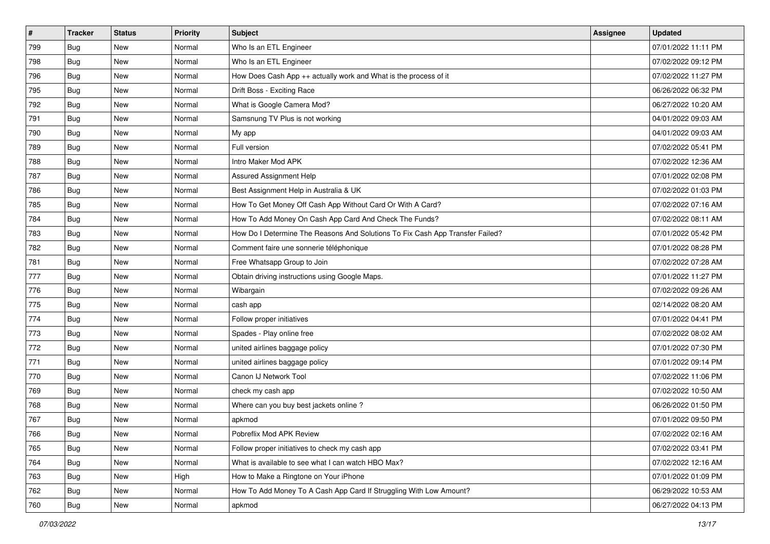| # | Tracker | Status | Priority | Subject | Assignee | Updated |
|---|---|---|---|---|---|---|
| 799 | Bug | New | Normal | Who Is an ETL Engineer | | 07/01/2022 11:11 PM |
| 798 | Bug | New | Normal | Who Is an ETL Engineer | | 07/02/2022 09:12 PM |
| 796 | Bug | New | Normal | How Does Cash App ++ actually work and What is the process of it | | 07/02/2022 11:27 PM |
| 795 | Bug | New | Normal | Drift Boss - Exciting Race | | 06/26/2022 06:32 PM |
| 792 | Bug | New | Normal | What is Google Camera Mod? | | 06/27/2022 10:20 AM |
| 791 | Bug | New | Normal | Samsnung TV Plus is not working | | 04/01/2022 09:03 AM |
| 790 | Bug | New | Normal | My app | | 04/01/2022 09:03 AM |
| 789 | Bug | New | Normal | Full version | | 07/02/2022 05:41 PM |
| 788 | Bug | New | Normal | Intro Maker Mod APK | | 07/02/2022 12:36 AM |
| 787 | Bug | New | Normal | Assured Assignment Help | | 07/01/2022 02:08 PM |
| 786 | Bug | New | Normal | Best Assignment Help in Australia & UK | | 07/02/2022 01:03 PM |
| 785 | Bug | New | Normal | How To Get Money Off Cash App Without Card Or With A Card? | | 07/02/2022 07:16 AM |
| 784 | Bug | New | Normal | How To Add Money On Cash App Card And Check The Funds? | | 07/02/2022 08:11 AM |
| 783 | Bug | New | Normal | How Do I Determine The Reasons And Solutions To Fix Cash App Transfer Failed? | | 07/01/2022 05:42 PM |
| 782 | Bug | New | Normal | Comment faire une sonnerie téléphonique | | 07/01/2022 08:28 PM |
| 781 | Bug | New | Normal | Free Whatsapp Group to Join | | 07/02/2022 07:28 AM |
| 777 | Bug | New | Normal | Obtain driving instructions using Google Maps. | | 07/01/2022 11:27 PM |
| 776 | Bug | New | Normal | Wibargain | | 07/02/2022 09:26 AM |
| 775 | Bug | New | Normal | cash app | | 02/14/2022 08:20 AM |
| 774 | Bug | New | Normal | Follow proper initiatives | | 07/01/2022 04:41 PM |
| 773 | Bug | New | Normal | Spades - Play online free | | 07/02/2022 08:02 AM |
| 772 | Bug | New | Normal | united airlines baggage policy | | 07/01/2022 07:30 PM |
| 771 | Bug | New | Normal | united airlines baggage policy | | 07/01/2022 09:14 PM |
| 770 | Bug | New | Normal | Canon IJ Network Tool | | 07/02/2022 11:06 PM |
| 769 | Bug | New | Normal | check my cash app | | 07/02/2022 10:50 AM |
| 768 | Bug | New | Normal | Where can you buy best jackets online ? | | 06/26/2022 01:50 PM |
| 767 | Bug | New | Normal | apkmod | | 07/01/2022 09:50 PM |
| 766 | Bug | New | Normal | Pobreflix Mod APK Review | | 07/02/2022 02:16 AM |
| 765 | Bug | New | Normal | Follow proper initiatives to check my cash app | | 07/02/2022 03:41 PM |
| 764 | Bug | New | Normal | What is available to see what I can watch HBO Max? | | 07/02/2022 12:16 AM |
| 763 | Bug | New | High | How to Make a Ringtone on Your iPhone | | 07/01/2022 01:09 PM |
| 762 | Bug | New | Normal | How To Add Money To A Cash App Card If Struggling With Low Amount? | | 06/29/2022 10:53 AM |
| 760 | Bug | New | Normal | apkmod | | 06/27/2022 04:13 PM |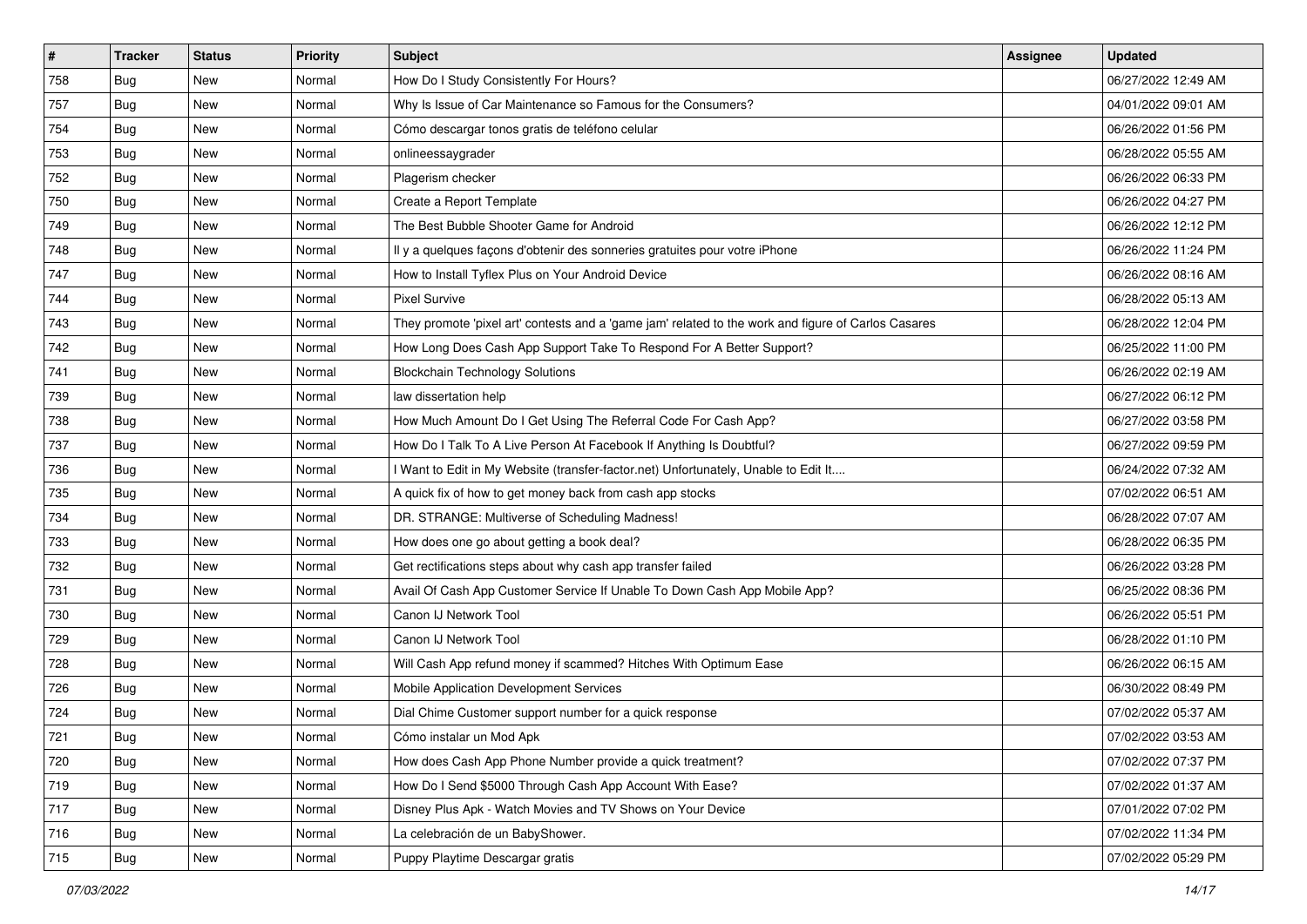| # | Tracker | Status | Priority | Subject | Assignee | Updated |
|---|---|---|---|---|---|---|
| 758 | Bug | New | Normal | How Do I Study Consistently For Hours? | | 06/27/2022 12:49 AM |
| 757 | Bug | New | Normal | Why Is Issue of Car Maintenance so Famous for the Consumers? | | 04/01/2022 09:01 AM |
| 754 | Bug | New | Normal | Cómo descargar tonos gratis de teléfono celular | | 06/26/2022 01:56 PM |
| 753 | Bug | New | Normal | onlineessaygrader | | 06/28/2022 05:55 AM |
| 752 | Bug | New | Normal | Plagerism checker | | 06/26/2022 06:33 PM |
| 750 | Bug | New | Normal | Create a Report Template | | 06/26/2022 04:27 PM |
| 749 | Bug | New | Normal | The Best Bubble Shooter Game for Android | | 06/26/2022 12:12 PM |
| 748 | Bug | New | Normal | Il y a quelques façons d'obtenir des sonneries gratuites pour votre iPhone | | 06/26/2022 11:24 PM |
| 747 | Bug | New | Normal | How to Install Tyflex Plus on Your Android Device | | 06/26/2022 08:16 AM |
| 744 | Bug | New | Normal | Pixel Survive | | 06/28/2022 05:13 AM |
| 743 | Bug | New | Normal | They promote 'pixel art' contests and a 'game jam' related to the work and figure of Carlos Casares | | 06/28/2022 12:04 PM |
| 742 | Bug | New | Normal | How Long Does Cash App Support Take To Respond For A Better Support? | | 06/25/2022 11:00 PM |
| 741 | Bug | New | Normal | Blockchain Technology Solutions | | 06/26/2022 02:19 AM |
| 739 | Bug | New | Normal | law dissertation help | | 06/27/2022 06:12 PM |
| 738 | Bug | New | Normal | How Much Amount Do I Get Using The Referral Code For Cash App? | | 06/27/2022 03:58 PM |
| 737 | Bug | New | Normal | How Do I Talk To A Live Person At Facebook If Anything Is Doubtful? | | 06/27/2022 09:59 PM |
| 736 | Bug | New | Normal | I Want to Edit in My Website (transfer-factor.net) Unfortunately, Unable to Edit It.... | | 06/24/2022 07:32 AM |
| 735 | Bug | New | Normal | A quick fix of how to get money back from cash app stocks | | 07/02/2022 06:51 AM |
| 734 | Bug | New | Normal | DR. STRANGE: Multiverse of Scheduling Madness! | | 06/28/2022 07:07 AM |
| 733 | Bug | New | Normal | How does one go about getting a book deal? | | 06/28/2022 06:35 PM |
| 732 | Bug | New | Normal | Get rectifications steps about why cash app transfer failed | | 06/26/2022 03:28 PM |
| 731 | Bug | New | Normal | Avail Of Cash App Customer Service If Unable To Down Cash App Mobile App? | | 06/25/2022 08:36 PM |
| 730 | Bug | New | Normal | Canon IJ Network Tool | | 06/26/2022 05:51 PM |
| 729 | Bug | New | Normal | Canon IJ Network Tool | | 06/28/2022 01:10 PM |
| 728 | Bug | New | Normal | Will Cash App refund money if scammed? Hitches With Optimum Ease | | 06/26/2022 06:15 AM |
| 726 | Bug | New | Normal | Mobile Application Development Services | | 06/30/2022 08:49 PM |
| 724 | Bug | New | Normal | Dial Chime Customer support number for a quick response | | 07/02/2022 05:37 AM |
| 721 | Bug | New | Normal | Cómo instalar un Mod Apk | | 07/02/2022 03:53 AM |
| 720 | Bug | New | Normal | How does Cash App Phone Number provide a quick treatment? | | 07/02/2022 07:37 PM |
| 719 | Bug | New | Normal | How Do I Send $5000 Through Cash App Account With Ease? | | 07/02/2022 01:37 AM |
| 717 | Bug | New | Normal | Disney Plus Apk - Watch Movies and TV Shows on Your Device | | 07/01/2022 07:02 PM |
| 716 | Bug | New | Normal | La celebración de un BabyShower. | | 07/02/2022 11:34 PM |
| 715 | Bug | New | Normal | Puppy Playtime Descargar gratis | | 07/02/2022 05:29 PM |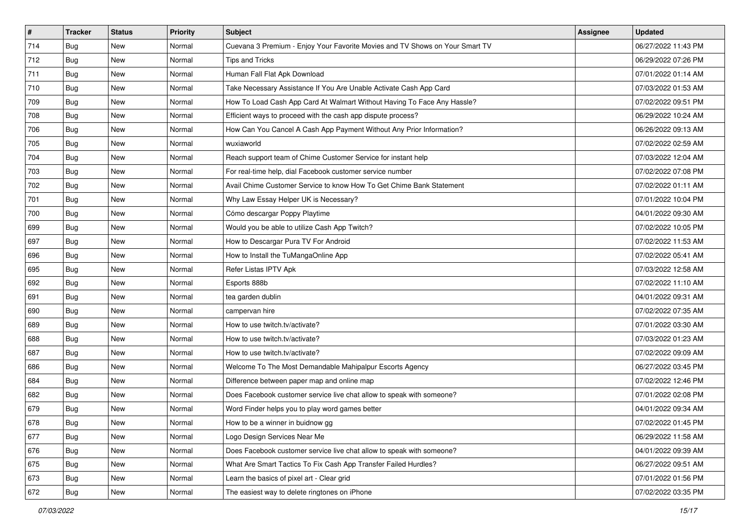| # | Tracker | Status | Priority | Subject | Assignee | Updated |
|---|---|---|---|---|---|---|
| 714 | Bug | New | Normal | Cuevana 3 Premium - Enjoy Your Favorite Movies and TV Shows on Your Smart TV | | 06/27/2022 11:43 PM |
| 712 | Bug | New | Normal | Tips and Tricks | | 06/29/2022 07:26 PM |
| 711 | Bug | New | Normal | Human Fall Flat Apk Download | | 07/01/2022 01:14 AM |
| 710 | Bug | New | Normal | Take Necessary Assistance If You Are Unable Activate Cash App Card | | 07/03/2022 01:53 AM |
| 709 | Bug | New | Normal | How To Load Cash App Card At Walmart Without Having To Face Any Hassle? | | 07/02/2022 09:51 PM |
| 708 | Bug | New | Normal | Efficient ways to proceed with the cash app dispute process? | | 06/29/2022 10:24 AM |
| 706 | Bug | New | Normal | How Can You Cancel A Cash App Payment Without Any Prior Information? | | 06/26/2022 09:13 AM |
| 705 | Bug | New | Normal | wuxiaworld | | 07/02/2022 02:59 AM |
| 704 | Bug | New | Normal | Reach support team of Chime Customer Service for instant help | | 07/03/2022 12:04 AM |
| 703 | Bug | New | Normal | For real-time help, dial Facebook customer service number | | 07/02/2022 07:08 PM |
| 702 | Bug | New | Normal | Avail Chime Customer Service to know How To Get Chime Bank Statement | | 07/02/2022 01:11 AM |
| 701 | Bug | New | Normal | Why Law Essay Helper UK is Necessary? | | 07/01/2022 10:04 PM |
| 700 | Bug | New | Normal | Cómo descargar Poppy Playtime | | 04/01/2022 09:30 AM |
| 699 | Bug | New | Normal | Would you be able to utilize Cash App Twitch? | | 07/02/2022 10:05 PM |
| 697 | Bug | New | Normal | How to Descargar Pura TV For Android | | 07/02/2022 11:53 AM |
| 696 | Bug | New | Normal | How to Install the TuMangaOnline App | | 07/02/2022 05:41 AM |
| 695 | Bug | New | Normal | Refer Listas IPTV Apk | | 07/03/2022 12:58 AM |
| 692 | Bug | New | Normal | Esports 888b | | 07/02/2022 11:10 AM |
| 691 | Bug | New | Normal | tea garden dublin | | 04/01/2022 09:31 AM |
| 690 | Bug | New | Normal | campervan hire | | 07/02/2022 07:35 AM |
| 689 | Bug | New | Normal | How to use twitch.tv/activate? | | 07/01/2022 03:30 AM |
| 688 | Bug | New | Normal | How to use twitch.tv/activate? | | 07/03/2022 01:23 AM |
| 687 | Bug | New | Normal | How to use twitch.tv/activate? | | 07/02/2022 09:09 AM |
| 686 | Bug | New | Normal | Welcome To The Most Demandable Mahipalpur Escorts Agency | | 06/27/2022 03:45 PM |
| 684 | Bug | New | Normal | Difference between paper map and online map | | 07/02/2022 12:46 PM |
| 682 | Bug | New | Normal | Does Facebook customer service live chat allow to speak with someone? | | 07/01/2022 02:08 PM |
| 679 | Bug | New | Normal | Word Finder helps you to play word games better | | 04/01/2022 09:34 AM |
| 678 | Bug | New | Normal | How to be a winner in buidnow gg | | 07/02/2022 01:45 PM |
| 677 | Bug | New | Normal | Logo Design Services Near Me | | 06/29/2022 11:58 AM |
| 676 | Bug | New | Normal | Does Facebook customer service live chat allow to speak with someone? | | 04/01/2022 09:39 AM |
| 675 | Bug | New | Normal | What Are Smart Tactics To Fix Cash App Transfer Failed Hurdles? | | 06/27/2022 09:51 AM |
| 673 | Bug | New | Normal | Learn the basics of pixel art - Clear grid | | 07/01/2022 01:56 PM |
| 672 | Bug | New | Normal | The easiest way to delete ringtones on iPhone | | 07/02/2022 03:35 PM |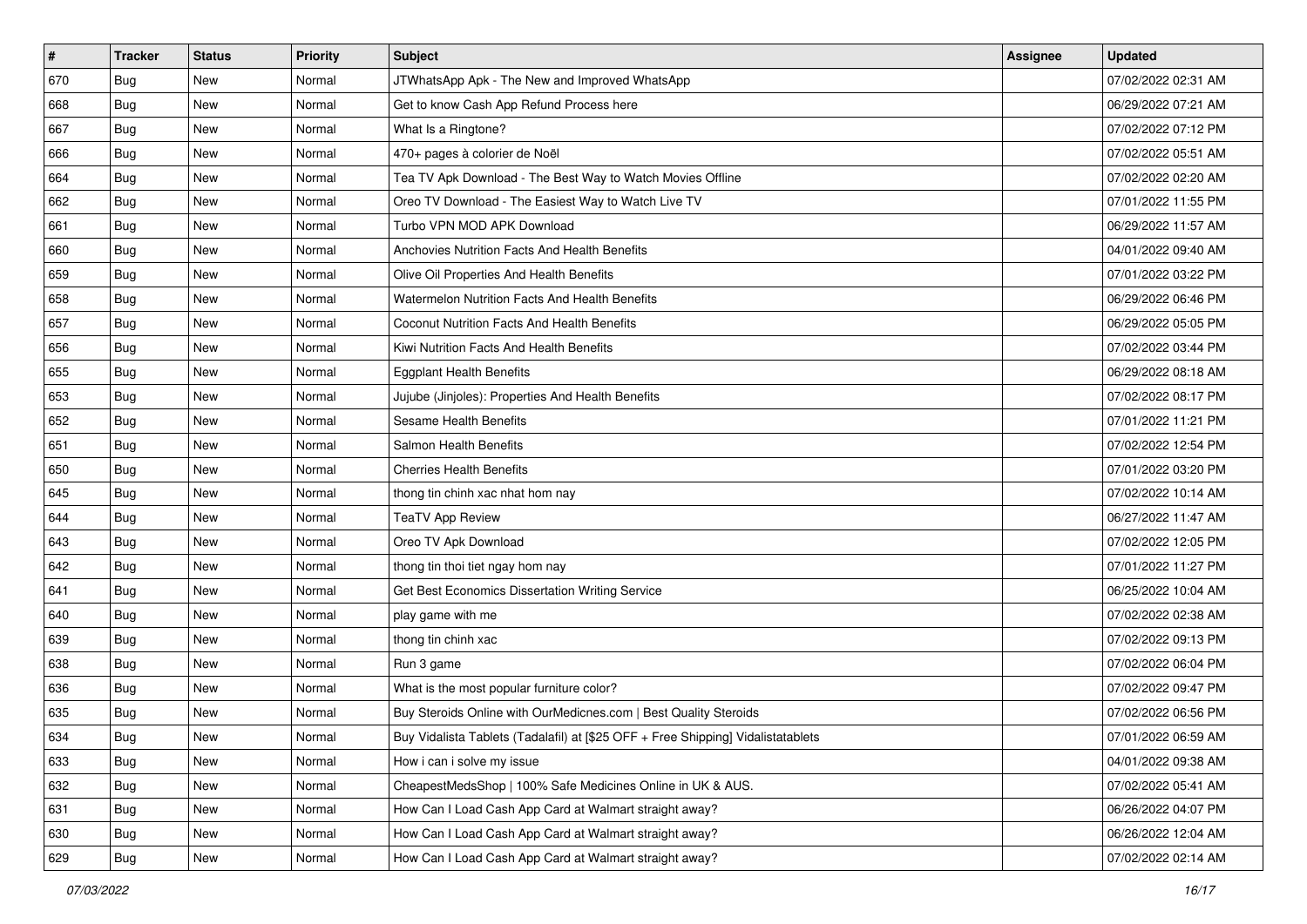| # | Tracker | Status | Priority | Subject | Assignee | Updated |
|---|---|---|---|---|---|---|
| 670 | Bug | New | Normal | JTWhatsApp Apk - The New and Improved WhatsApp | | 07/02/2022 02:31 AM |
| 668 | Bug | New | Normal | Get to know Cash App Refund Process here | | 06/29/2022 07:21 AM |
| 667 | Bug | New | Normal | What Is a Ringtone? | | 07/02/2022 07:12 PM |
| 666 | Bug | New | Normal | 470+ pages à colorier de Noël | | 07/02/2022 05:51 AM |
| 664 | Bug | New | Normal | Tea TV Apk Download - The Best Way to Watch Movies Offline | | 07/02/2022 02:20 AM |
| 662 | Bug | New | Normal | Oreo TV Download - The Easiest Way to Watch Live TV | | 07/01/2022 11:55 PM |
| 661 | Bug | New | Normal | Turbo VPN MOD APK Download | | 06/29/2022 11:57 AM |
| 660 | Bug | New | Normal | Anchovies Nutrition Facts And Health Benefits | | 04/01/2022 09:40 AM |
| 659 | Bug | New | Normal | Olive Oil Properties And Health Benefits | | 07/01/2022 03:22 PM |
| 658 | Bug | New | Normal | Watermelon Nutrition Facts And Health Benefits | | 06/29/2022 06:46 PM |
| 657 | Bug | New | Normal | Coconut Nutrition Facts And Health Benefits | | 06/29/2022 05:05 PM |
| 656 | Bug | New | Normal | Kiwi Nutrition Facts And Health Benefits | | 07/02/2022 03:44 PM |
| 655 | Bug | New | Normal | Eggplant Health Benefits | | 06/29/2022 08:18 AM |
| 653 | Bug | New | Normal | Jujube (Jinjoles): Properties And Health Benefits | | 07/02/2022 08:17 PM |
| 652 | Bug | New | Normal | Sesame Health Benefits | | 07/01/2022 11:21 PM |
| 651 | Bug | New | Normal | Salmon Health Benefits | | 07/02/2022 12:54 PM |
| 650 | Bug | New | Normal | Cherries Health Benefits | | 07/01/2022 03:20 PM |
| 645 | Bug | New | Normal | thong tin chinh xac nhat hom nay | | 07/02/2022 10:14 AM |
| 644 | Bug | New | Normal | TeaTV App Review | | 06/27/2022 11:47 AM |
| 643 | Bug | New | Normal | Oreo TV Apk Download | | 07/02/2022 12:05 PM |
| 642 | Bug | New | Normal | thong tin thoi tiet ngay hom nay | | 07/01/2022 11:27 PM |
| 641 | Bug | New | Normal | Get Best Economics Dissertation Writing Service | | 06/25/2022 10:04 AM |
| 640 | Bug | New | Normal | play game with me | | 07/02/2022 02:38 AM |
| 639 | Bug | New | Normal | thong tin chinh xac | | 07/02/2022 09:13 PM |
| 638 | Bug | New | Normal | Run 3 game | | 07/02/2022 06:04 PM |
| 636 | Bug | New | Normal | What is the most popular furniture color? | | 07/02/2022 09:47 PM |
| 635 | Bug | New | Normal | Buy Steroids Online with OurMedicnes.com \| Best Quality Steroids | | 07/02/2022 06:56 PM |
| 634 | Bug | New | Normal | Buy Vidalista Tablets (Tadalafil) at [$25 OFF + Free Shipping] Vidalistatablets | | 07/01/2022 06:59 AM |
| 633 | Bug | New | Normal | How i can i solve my issue | | 04/01/2022 09:38 AM |
| 632 | Bug | New | Normal | CheapestMedsShop \| 100% Safe Medicines Online in UK & AUS. | | 07/02/2022 05:41 AM |
| 631 | Bug | New | Normal | How Can I Load Cash App Card at Walmart straight away? | | 06/26/2022 04:07 PM |
| 630 | Bug | New | Normal | How Can I Load Cash App Card at Walmart straight away? | | 06/26/2022 12:04 AM |
| 629 | Bug | New | Normal | How Can I Load Cash App Card at Walmart straight away? | | 07/02/2022 02:14 AM |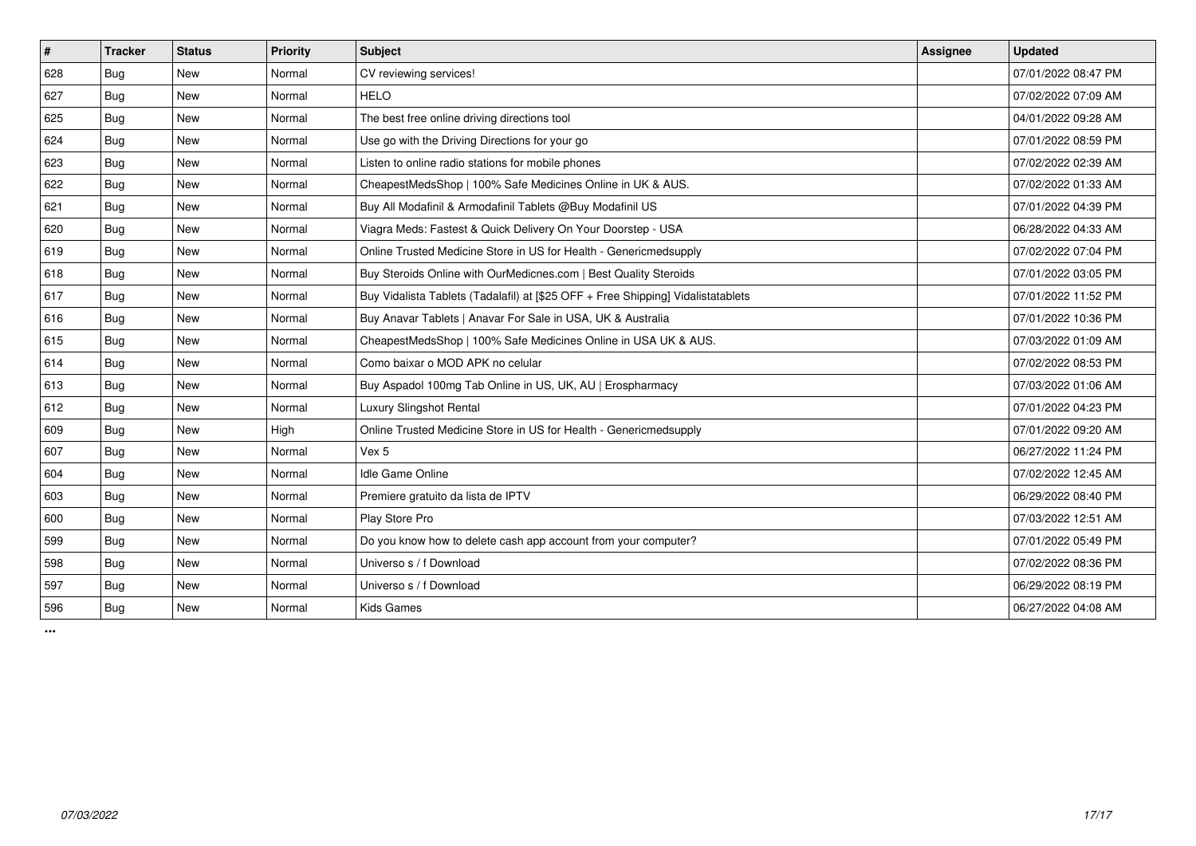| # | Tracker | Status | Priority | Subject | Assignee | Updated |
|---|---|---|---|---|---|---|
| 628 | Bug | New | Normal | CV reviewing services! | | 07/01/2022 08:47 PM |
| 627 | Bug | New | Normal | HELO | | 07/02/2022 07:09 AM |
| 625 | Bug | New | Normal | The best free online driving directions tool | | 04/01/2022 09:28 AM |
| 624 | Bug | New | Normal | Use go with the Driving Directions for your go | | 07/01/2022 08:59 PM |
| 623 | Bug | New | Normal | Listen to online radio stations for mobile phones | | 07/02/2022 02:39 AM |
| 622 | Bug | New | Normal | CheapestMedsShop \| 100% Safe Medicines Online in UK & AUS. | | 07/02/2022 01:33 AM |
| 621 | Bug | New | Normal | Buy All Modafinil & Armodafinil Tablets @Buy Modafinil US | | 07/01/2022 04:39 PM |
| 620 | Bug | New | Normal | Viagra Meds: Fastest & Quick Delivery On Your Doorstep - USA | | 06/28/2022 04:33 AM |
| 619 | Bug | New | Normal | Online Trusted Medicine Store in US for Health - Genericmedsupply | | 07/02/2022 07:04 PM |
| 618 | Bug | New | Normal | Buy Steroids Online with OurMedicnes.com \| Best Quality Steroids | | 07/01/2022 03:05 PM |
| 617 | Bug | New | Normal | Buy Vidalista Tablets (Tadalafil) at [$25 OFF + Free Shipping] Vidalistatablets | | 07/01/2022 11:52 PM |
| 616 | Bug | New | Normal | Buy Anavar Tablets \| Anavar For Sale in USA, UK & Australia | | 07/01/2022 10:36 PM |
| 615 | Bug | New | Normal | CheapestMedsShop \| 100% Safe Medicines Online in USA UK & AUS. | | 07/03/2022 01:09 AM |
| 614 | Bug | New | Normal | Como baixar o MOD APK no celular | | 07/02/2022 08:53 PM |
| 613 | Bug | New | Normal | Buy Aspadol 100mg Tab Online in US, UK, AU \| Erospharmacy | | 07/03/2022 01:06 AM |
| 612 | Bug | New | Normal | Luxury Slingshot Rental | | 07/01/2022 04:23 PM |
| 609 | Bug | New | High | Online Trusted Medicine Store in US for Health - Genericmedsupply | | 07/01/2022 09:20 AM |
| 607 | Bug | New | Normal | Vex 5 | | 06/27/2022 11:24 PM |
| 604 | Bug | New | Normal | Idle Game Online | | 07/02/2022 12:45 AM |
| 603 | Bug | New | Normal | Premiere gratuito da lista de IPTV | | 06/29/2022 08:40 PM |
| 600 | Bug | New | Normal | Play Store Pro | | 07/03/2022 12:51 AM |
| 599 | Bug | New | Normal | Do you know how to delete cash app account from your computer? | | 07/01/2022 05:49 PM |
| 598 | Bug | New | Normal | Universo s / f Download | | 07/02/2022 08:36 PM |
| 597 | Bug | New | Normal | Universo s / f Download | | 06/29/2022 08:19 PM |
| 596 | Bug | New | Normal | Kids Games | | 06/27/2022 04:08 AM |

...